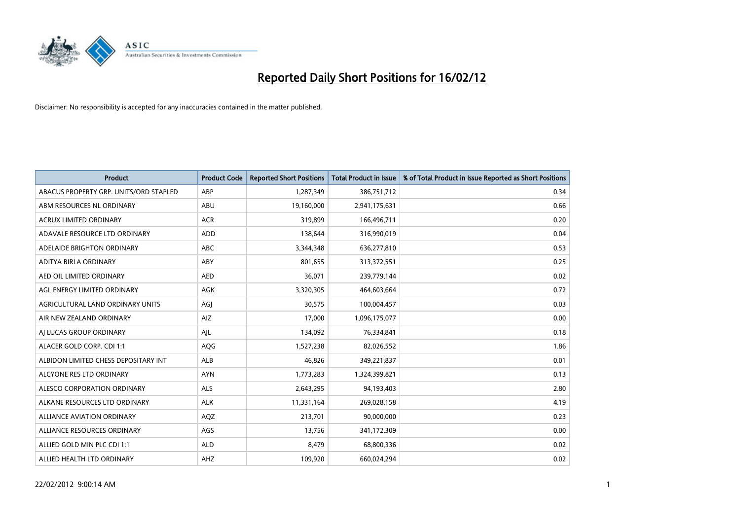# Reported Daily Short Positions for 16/02/12

Disclaimer: No responsibility is accepted for any inaccuracies contained in the matter published.

| Product | Product Code | Reported Short Positions | Total Product in Issue | % of Total Product in Issue Reported as Short Positions |
|---|---|---|---|---|
| ABACUS PROPERTY GRP. UNITS/ORD STAPLED | ABP | 1,287,349 | 386,751,712 | 0.34 |
| ABM RESOURCES NL ORDINARY | ABU | 19,160,000 | 2,941,175,631 | 0.66 |
| ACRUX LIMITED ORDINARY | ACR | 319,899 | 166,496,711 | 0.20 |
| ADAVALE RESOURCE LTD ORDINARY | ADD | 138,644 | 316,990,019 | 0.04 |
| ADELAIDE BRIGHTON ORDINARY | ABC | 3,344,348 | 636,277,810 | 0.53 |
| ADITYA BIRLA ORDINARY | ABY | 801,655 | 313,372,551 | 0.25 |
| AED OIL LIMITED ORDINARY | AED | 36,071 | 239,779,144 | 0.02 |
| AGL ENERGY LIMITED ORDINARY | AGK | 3,320,305 | 464,603,664 | 0.72 |
| AGRICULTURAL LAND ORDINARY UNITS | AGJ | 30,575 | 100,004,457 | 0.03 |
| AIR NEW ZEALAND ORDINARY | AIZ | 17,000 | 1,096,175,077 | 0.00 |
| AJ LUCAS GROUP ORDINARY | AJL | 134,092 | 76,334,841 | 0.18 |
| ALACER GOLD CORP. CDI 1:1 | AQG | 1,527,238 | 82,026,552 | 1.86 |
| ALBIDON LIMITED CHESS DEPOSITARY INT | ALB | 46,826 | 349,221,837 | 0.01 |
| ALCYONE RES LTD ORDINARY | AYN | 1,773,283 | 1,324,399,821 | 0.13 |
| ALESCO CORPORATION ORDINARY | ALS | 2,643,295 | 94,193,403 | 2.80 |
| ALKANE RESOURCES LTD ORDINARY | ALK | 11,331,164 | 269,028,158 | 4.19 |
| ALLIANCE AVIATION ORDINARY | AQZ | 213,701 | 90,000,000 | 0.23 |
| ALLIANCE RESOURCES ORDINARY | AGS | 13,756 | 341,172,309 | 0.00 |
| ALLIED GOLD MIN PLC CDI 1:1 | ALD | 8,479 | 68,800,336 | 0.02 |
| ALLIED HEALTH LTD ORDINARY | AHZ | 109,920 | 660,024,294 | 0.02 |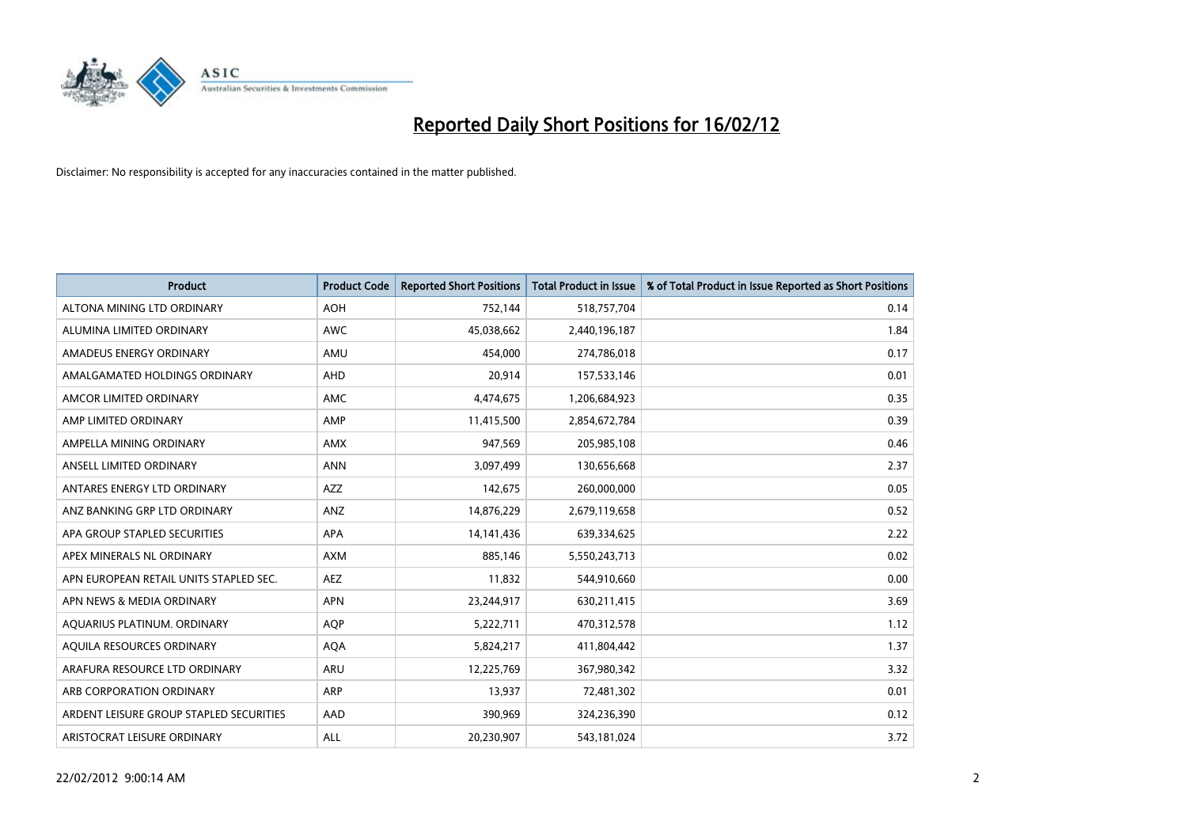# Reported Daily Short Positions for 16/02/12

Disclaimer: No responsibility is accepted for any inaccuracies contained in the matter published.

| Product | Product Code | Reported Short Positions | Total Product in Issue | % of Total Product in Issue Reported as Short Positions |
|---|---|---|---|---|
| ALTONA MINING LTD ORDINARY | AOH | 752,144 | 518,757,704 | 0.14 |
| ALUMINA LIMITED ORDINARY | AWC | 45,038,662 | 2,440,196,187 | 1.84 |
| AMADEUS ENERGY ORDINARY | AMU | 454,000 | 274,786,018 | 0.17 |
| AMALGAMATED HOLDINGS ORDINARY | AHD | 20,914 | 157,533,146 | 0.01 |
| AMCOR LIMITED ORDINARY | AMC | 4,474,675 | 1,206,684,923 | 0.35 |
| AMP LIMITED ORDINARY | AMP | 11,415,500 | 2,854,672,784 | 0.39 |
| AMPELLA MINING ORDINARY | AMX | 947,569 | 205,985,108 | 0.46 |
| ANSELL LIMITED ORDINARY | ANN | 3,097,499 | 130,656,668 | 2.37 |
| ANTARES ENERGY LTD ORDINARY | AZZ | 142,675 | 260,000,000 | 0.05 |
| ANZ BANKING GRP LTD ORDINARY | ANZ | 14,876,229 | 2,679,119,658 | 0.52 |
| APA GROUP STAPLED SECURITIES | APA | 14,141,436 | 639,334,625 | 2.22 |
| APEX MINERALS NL ORDINARY | AXM | 885,146 | 5,550,243,713 | 0.02 |
| APN EUROPEAN RETAIL UNITS STAPLED SEC. | AEZ | 11,832 | 544,910,660 | 0.00 |
| APN NEWS & MEDIA ORDINARY | APN | 23,244,917 | 630,211,415 | 3.69 |
| AQUARIUS PLATINUM. ORDINARY | AQP | 5,222,711 | 470,312,578 | 1.12 |
| AQUILA RESOURCES ORDINARY | AQA | 5,824,217 | 411,804,442 | 1.37 |
| ARAFURA RESOURCE LTD ORDINARY | ARU | 12,225,769 | 367,980,342 | 3.32 |
| ARB CORPORATION ORDINARY | ARP | 13,937 | 72,481,302 | 0.01 |
| ARDENT LEISURE GROUP STAPLED SECURITIES | AAD | 390,969 | 324,236,390 | 0.12 |
| ARISTOCRAT LEISURE ORDINARY | ALL | 20,230,907 | 543,181,024 | 3.72 |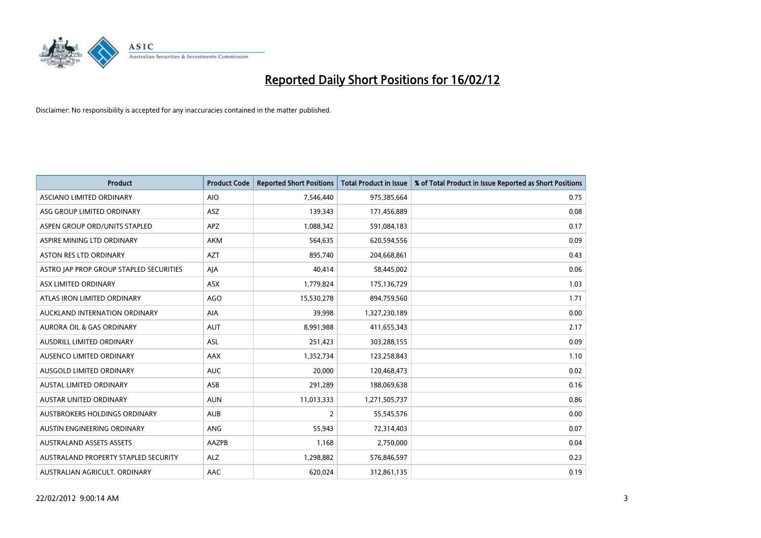# Reported Daily Short Positions for 16/02/12

Disclaimer: No responsibility is accepted for any inaccuracies contained in the matter published.

| Product | Product Code | Reported Short Positions | Total Product in Issue | % of Total Product in Issue Reported as Short Positions |
|---|---|---|---|---|
| ASCIANO LIMITED ORDINARY | AIO | 7,546,440 | 975,385,664 | 0.75 |
| ASG GROUP LIMITED ORDINARY | ASZ | 139,343 | 171,456,889 | 0.08 |
| ASPEN GROUP ORD/UNITS STAPLED | APZ | 1,088,342 | 591,084,183 | 0.17 |
| ASPIRE MINING LTD ORDINARY | AKM | 564,635 | 620,594,556 | 0.09 |
| ASTON RES LTD ORDINARY | AZT | 895,740 | 204,668,861 | 0.43 |
| ASTRO JAP PROP GROUP STAPLED SECURITIES | AJA | 40,414 | 58,445,002 | 0.06 |
| ASX LIMITED ORDINARY | ASX | 1,779,824 | 175,136,729 | 1.03 |
| ATLAS IRON LIMITED ORDINARY | AGO | 15,530,278 | 894,759,560 | 1.71 |
| AUCKLAND INTERNATION ORDINARY | AIA | 39,998 | 1,327,230,189 | 0.00 |
| AURORA OIL & GAS ORDINARY | AUT | 8,991,988 | 411,655,343 | 2.17 |
| AUSDRILL LIMITED ORDINARY | ASL | 251,423 | 303,288,155 | 0.09 |
| AUSENCO LIMITED ORDINARY | AAX | 1,352,734 | 123,258,843 | 1.10 |
| AUSGOLD LIMITED ORDINARY | AUC | 20,000 | 120,468,473 | 0.02 |
| AUSTAL LIMITED ORDINARY | ASB | 291,289 | 188,069,638 | 0.16 |
| AUSTAR UNITED ORDINARY | AUN | 11,013,333 | 1,271,505,737 | 0.86 |
| AUSTBROKERS HOLDINGS ORDINARY | AUB | 2 | 55,545,576 | 0.00 |
| AUSTIN ENGINEERING ORDINARY | ANG | 55,943 | 72,314,403 | 0.07 |
| AUSTRALAND ASSETS ASSETS | AAZPB | 1,168 | 2,750,000 | 0.04 |
| AUSTRALAND PROPERTY STAPLED SECURITY | ALZ | 1,298,882 | 576,846,597 | 0.23 |
| AUSTRALIAN AGRICULT. ORDINARY | AAC | 620,024 | 312,861,135 | 0.19 |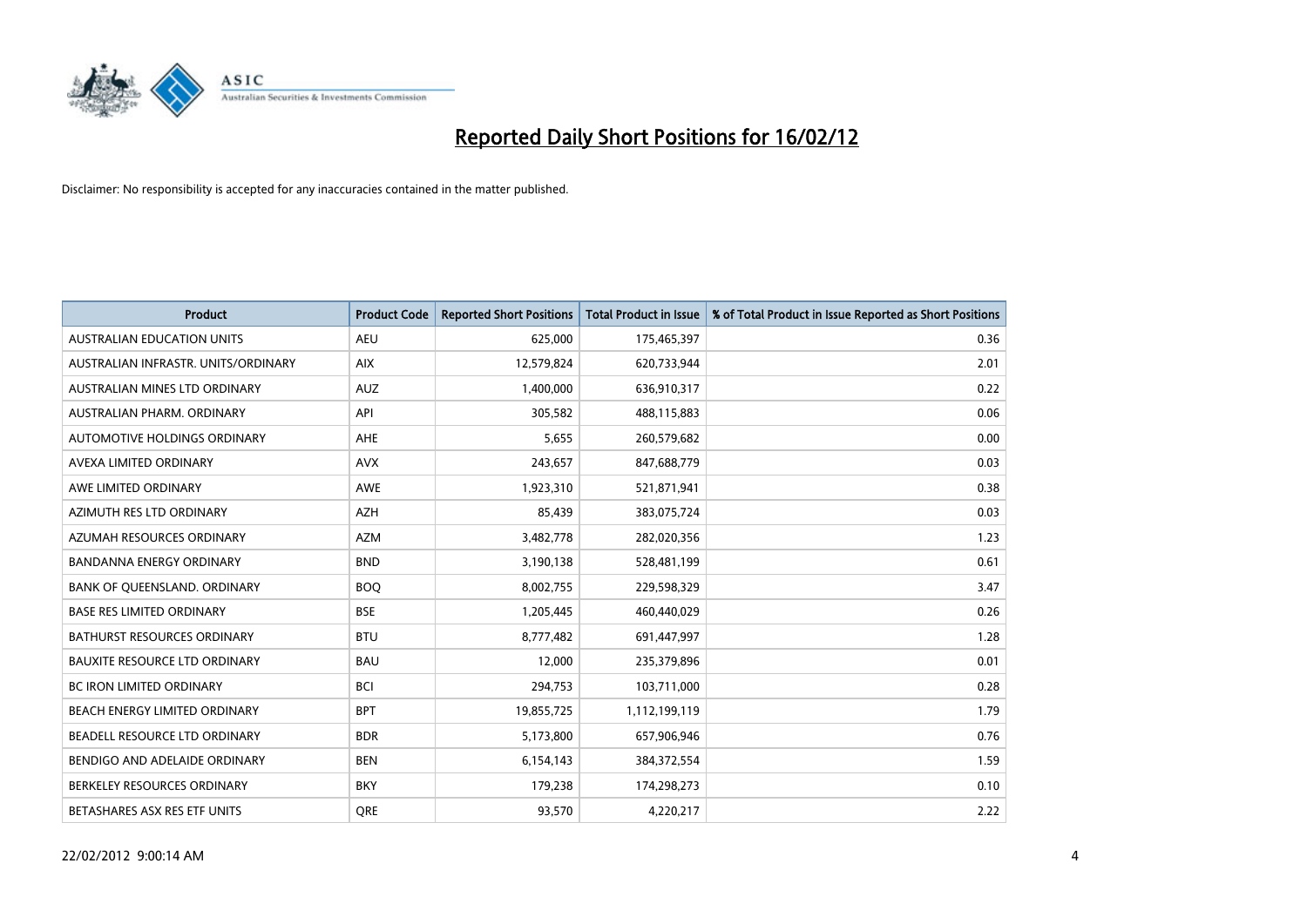# Reported Daily Short Positions for 16/02/12

Disclaimer: No responsibility is accepted for any inaccuracies contained in the matter published.

| Product | Product Code | Reported Short Positions | Total Product in Issue | % of Total Product in Issue Reported as Short Positions |
|---|---|---|---|---|
| AUSTRALIAN EDUCATION UNITS | AEU | 625,000 | 175,465,397 | 0.36 |
| AUSTRALIAN INFRASTR. UNITS/ORDINARY | AIX | 12,579,824 | 620,733,944 | 2.01 |
| AUSTRALIAN MINES LTD ORDINARY | AUZ | 1,400,000 | 636,910,317 | 0.22 |
| AUSTRALIAN PHARM. ORDINARY | API | 305,582 | 488,115,883 | 0.06 |
| AUTOMOTIVE HOLDINGS ORDINARY | AHE | 5,655 | 260,579,682 | 0.00 |
| AVEXA LIMITED ORDINARY | AVX | 243,657 | 847,688,779 | 0.03 |
| AWE LIMITED ORDINARY | AWE | 1,923,310 | 521,871,941 | 0.38 |
| AZIMUTH RES LTD ORDINARY | AZH | 85,439 | 383,075,724 | 0.03 |
| AZUMAH RESOURCES ORDINARY | AZM | 3,482,778 | 282,020,356 | 1.23 |
| BANDANNA ENERGY ORDINARY | BND | 3,190,138 | 528,481,199 | 0.61 |
| BANK OF QUEENSLAND. ORDINARY | BOQ | 8,002,755 | 229,598,329 | 3.47 |
| BASE RES LIMITED ORDINARY | BSE | 1,205,445 | 460,440,029 | 0.26 |
| BATHURST RESOURCES ORDINARY | BTU | 8,777,482 | 691,447,997 | 1.28 |
| BAUXITE RESOURCE LTD ORDINARY | BAU | 12,000 | 235,379,896 | 0.01 |
| BC IRON LIMITED ORDINARY | BCI | 294,753 | 103,711,000 | 0.28 |
| BEACH ENERGY LIMITED ORDINARY | BPT | 19,855,725 | 1,112,199,119 | 1.79 |
| BEADELL RESOURCE LTD ORDINARY | BDR | 5,173,800 | 657,906,946 | 0.76 |
| BENDIGO AND ADELAIDE ORDINARY | BEN | 6,154,143 | 384,372,554 | 1.59 |
| BERKELEY RESOURCES ORDINARY | BKY | 179,238 | 174,298,273 | 0.10 |
| BETASHARES ASX RES ETF UNITS | QRE | 93,570 | 4,220,217 | 2.22 |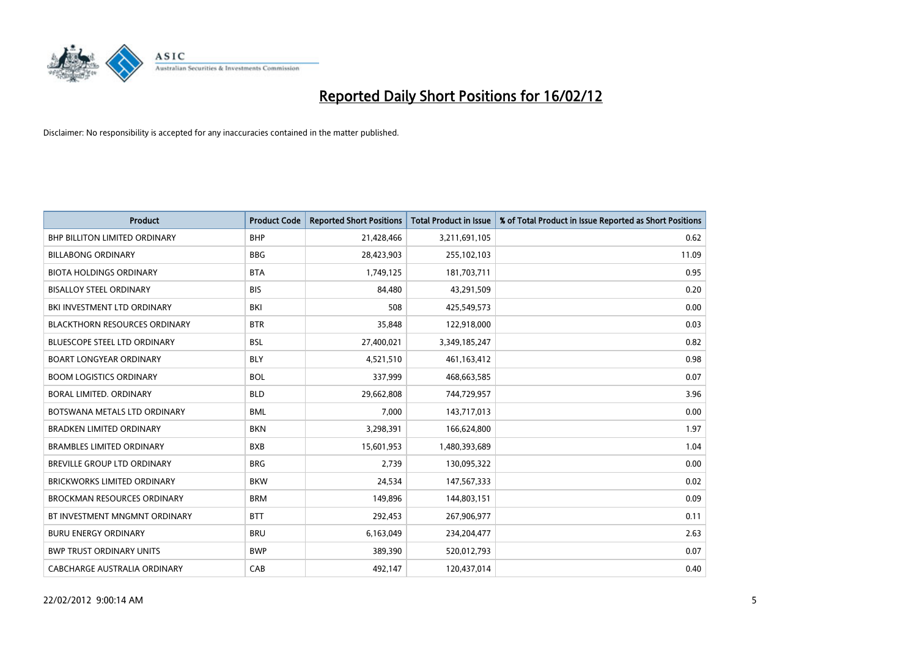# Reported Daily Short Positions for 16/02/12

Disclaimer: No responsibility is accepted for any inaccuracies contained in the matter published.

| Product | Product Code | Reported Short Positions | Total Product in Issue | % of Total Product in Issue Reported as Short Positions |
|---|---|---|---|---|
| BHP BILLITON LIMITED ORDINARY | BHP | 21,428,466 | 3,211,691,105 | 0.62 |
| BILLABONG ORDINARY | BBG | 28,423,903 | 255,102,103 | 11.09 |
| BIOTA HOLDINGS ORDINARY | BTA | 1,749,125 | 181,703,711 | 0.95 |
| BISALLOY STEEL ORDINARY | BIS | 84,480 | 43,291,509 | 0.20 |
| BKI INVESTMENT LTD ORDINARY | BKI | 508 | 425,549,573 | 0.00 |
| BLACKTHORN RESOURCES ORDINARY | BTR | 35,848 | 122,918,000 | 0.03 |
| BLUESCOPE STEEL LTD ORDINARY | BSL | 27,400,021 | 3,349,185,247 | 0.82 |
| BOART LONGYEAR ORDINARY | BLY | 4,521,510 | 461,163,412 | 0.98 |
| BOOM LOGISTICS ORDINARY | BOL | 337,999 | 468,663,585 | 0.07 |
| BORAL LIMITED. ORDINARY | BLD | 29,662,808 | 744,729,957 | 3.96 |
| BOTSWANA METALS LTD ORDINARY | BML | 7,000 | 143,717,013 | 0.00 |
| BRADKEN LIMITED ORDINARY | BKN | 3,298,391 | 166,624,800 | 1.97 |
| BRAMBLES LIMITED ORDINARY | BXB | 15,601,953 | 1,480,393,689 | 1.04 |
| BREVILLE GROUP LTD ORDINARY | BRG | 2,739 | 130,095,322 | 0.00 |
| BRICKWORKS LIMITED ORDINARY | BKW | 24,534 | 147,567,333 | 0.02 |
| BROCKMAN RESOURCES ORDINARY | BRM | 149,896 | 144,803,151 | 0.09 |
| BT INVESTMENT MNGMNT ORDINARY | BTT | 292,453 | 267,906,977 | 0.11 |
| BURU ENERGY ORDINARY | BRU | 6,163,049 | 234,204,477 | 2.63 |
| BWP TRUST ORDINARY UNITS | BWP | 389,390 | 520,012,793 | 0.07 |
| CABCHARGE AUSTRALIA ORDINARY | CAB | 492,147 | 120,437,014 | 0.40 |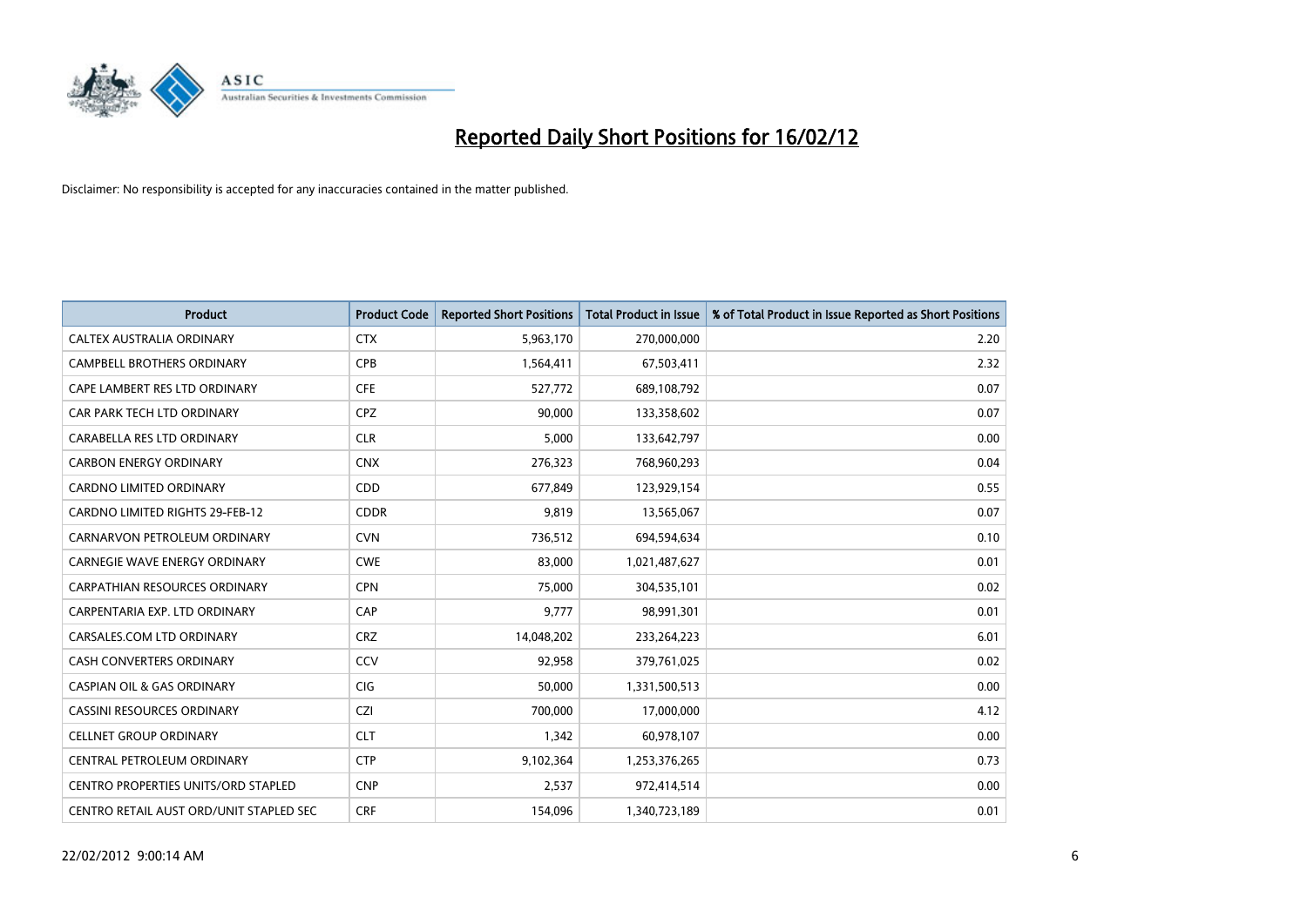# Reported Daily Short Positions for 16/02/12

Disclaimer: No responsibility is accepted for any inaccuracies contained in the matter published.

| Product | Product Code | Reported Short Positions | Total Product in Issue | % of Total Product in Issue Reported as Short Positions |
|---|---|---|---|---|
| CALTEX AUSTRALIA ORDINARY | CTX | 5,963,170 | 270,000,000 | 2.20 |
| CAMPBELL BROTHERS ORDINARY | CPB | 1,564,411 | 67,503,411 | 2.32 |
| CAPE LAMBERT RES LTD ORDINARY | CFE | 527,772 | 689,108,792 | 0.07 |
| CAR PARK TECH LTD ORDINARY | CPZ | 90,000 | 133,358,602 | 0.07 |
| CARABELLA RES LTD ORDINARY | CLR | 5,000 | 133,642,797 | 0.00 |
| CARBON ENERGY ORDINARY | CNX | 276,323 | 768,960,293 | 0.04 |
| CARDNO LIMITED ORDINARY | CDD | 677,849 | 123,929,154 | 0.55 |
| CARDNO LIMITED RIGHTS 29-FEB-12 | CDDR | 9,819 | 13,565,067 | 0.07 |
| CARNARVON PETROLEUM ORDINARY | CVN | 736,512 | 694,594,634 | 0.10 |
| CARNEGIE WAVE ENERGY ORDINARY | CWE | 83,000 | 1,021,487,627 | 0.01 |
| CARPATHIAN RESOURCES ORDINARY | CPN | 75,000 | 304,535,101 | 0.02 |
| CARPENTARIA EXP. LTD ORDINARY | CAP | 9,777 | 98,991,301 | 0.01 |
| CARSALES.COM LTD ORDINARY | CRZ | 14,048,202 | 233,264,223 | 6.01 |
| CASH CONVERTERS ORDINARY | CCV | 92,958 | 379,761,025 | 0.02 |
| CASPIAN OIL & GAS ORDINARY | CIG | 50,000 | 1,331,500,513 | 0.00 |
| CASSINI RESOURCES ORDINARY | CZI | 700,000 | 17,000,000 | 4.12 |
| CELLNET GROUP ORDINARY | CLT | 1,342 | 60,978,107 | 0.00 |
| CENTRAL PETROLEUM ORDINARY | CTP | 9,102,364 | 1,253,376,265 | 0.73 |
| CENTRO PROPERTIES UNITS/ORD STAPLED | CNP | 2,537 | 972,414,514 | 0.00 |
| CENTRO RETAIL AUST ORD/UNIT STAPLED SEC | CRF | 154,096 | 1,340,723,189 | 0.01 |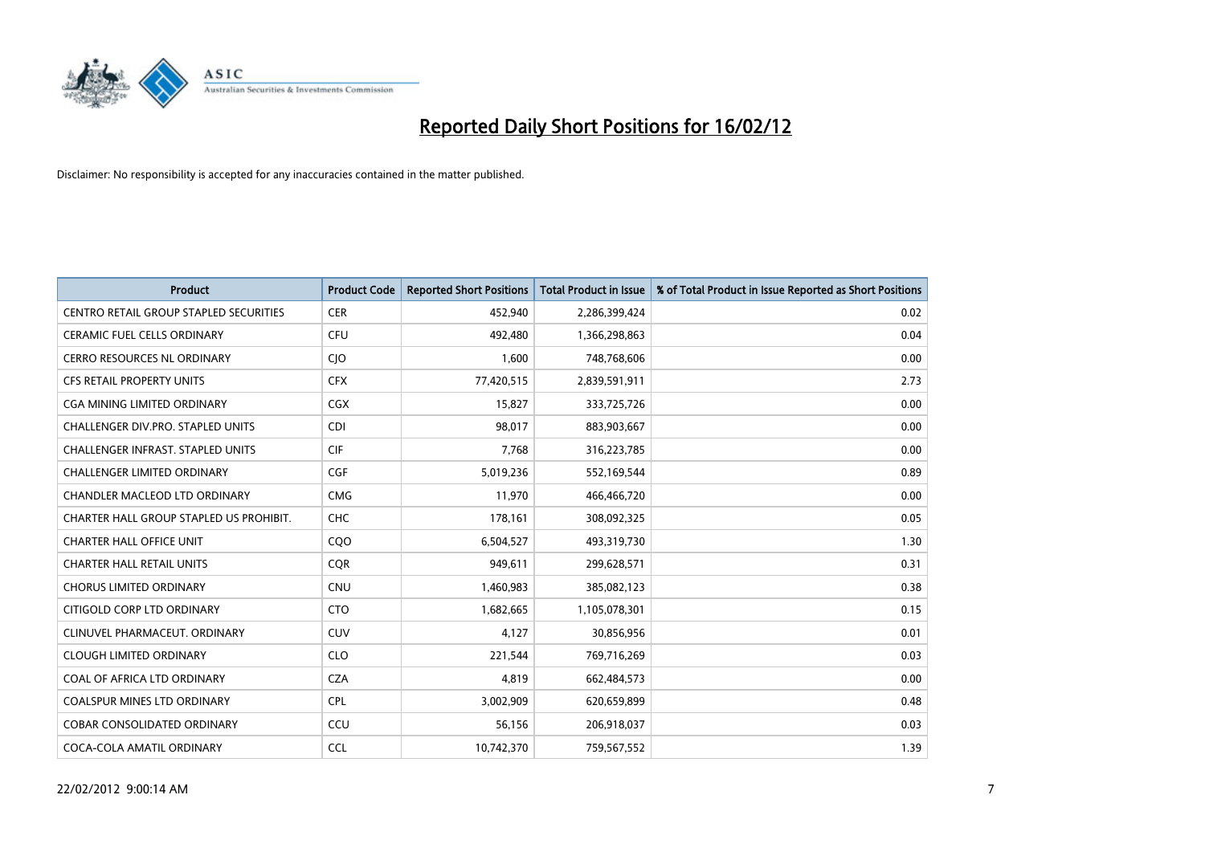# Reported Daily Short Positions for 16/02/12

Disclaimer: No responsibility is accepted for any inaccuracies contained in the matter published.

| Product | Product Code | Reported Short Positions | Total Product in Issue | % of Total Product in Issue Reported as Short Positions |
| --- | --- | --- | --- | --- |
| CENTRO RETAIL GROUP STAPLED SECURITIES | CER | 452,940 | 2,286,399,424 | 0.02 |
| CERAMIC FUEL CELLS ORDINARY | CFU | 492,480 | 1,366,298,863 | 0.04 |
| CERRO RESOURCES NL ORDINARY | CJO | 1,600 | 748,768,606 | 0.00 |
| CFS RETAIL PROPERTY UNITS | CFX | 77,420,515 | 2,839,591,911 | 2.73 |
| CGA MINING LIMITED ORDINARY | CGX | 15,827 | 333,725,726 | 0.00 |
| CHALLENGER DIV.PRO. STAPLED UNITS | CDI | 98,017 | 883,903,667 | 0.00 |
| CHALLENGER INFRAST. STAPLED UNITS | CIF | 7,768 | 316,223,785 | 0.00 |
| CHALLENGER LIMITED ORDINARY | CGF | 5,019,236 | 552,169,544 | 0.89 |
| CHANDLER MACLEOD LTD ORDINARY | CMG | 11,970 | 466,466,720 | 0.00 |
| CHARTER HALL GROUP STAPLED US PROHIBIT. | CHC | 178,161 | 308,092,325 | 0.05 |
| CHARTER HALL OFFICE UNIT | CQO | 6,504,527 | 493,319,730 | 1.30 |
| CHARTER HALL RETAIL UNITS | CQR | 949,611 | 299,628,571 | 0.31 |
| CHORUS LIMITED ORDINARY | CNU | 1,460,983 | 385,082,123 | 0.38 |
| CITIGOLD CORP LTD ORDINARY | CTO | 1,682,665 | 1,105,078,301 | 0.15 |
| CLINUVEL PHARMACEUT. ORDINARY | CUV | 4,127 | 30,856,956 | 0.01 |
| CLOUGH LIMITED ORDINARY | CLO | 221,544 | 769,716,269 | 0.03 |
| COAL OF AFRICA LTD ORDINARY | CZA | 4,819 | 662,484,573 | 0.00 |
| COALSPUR MINES LTD ORDINARY | CPL | 3,002,909 | 620,659,899 | 0.48 |
| COBAR CONSOLIDATED ORDINARY | CCU | 56,156 | 206,918,037 | 0.03 |
| COCA-COLA AMATIL ORDINARY | CCL | 10,742,370 | 759,567,552 | 1.39 |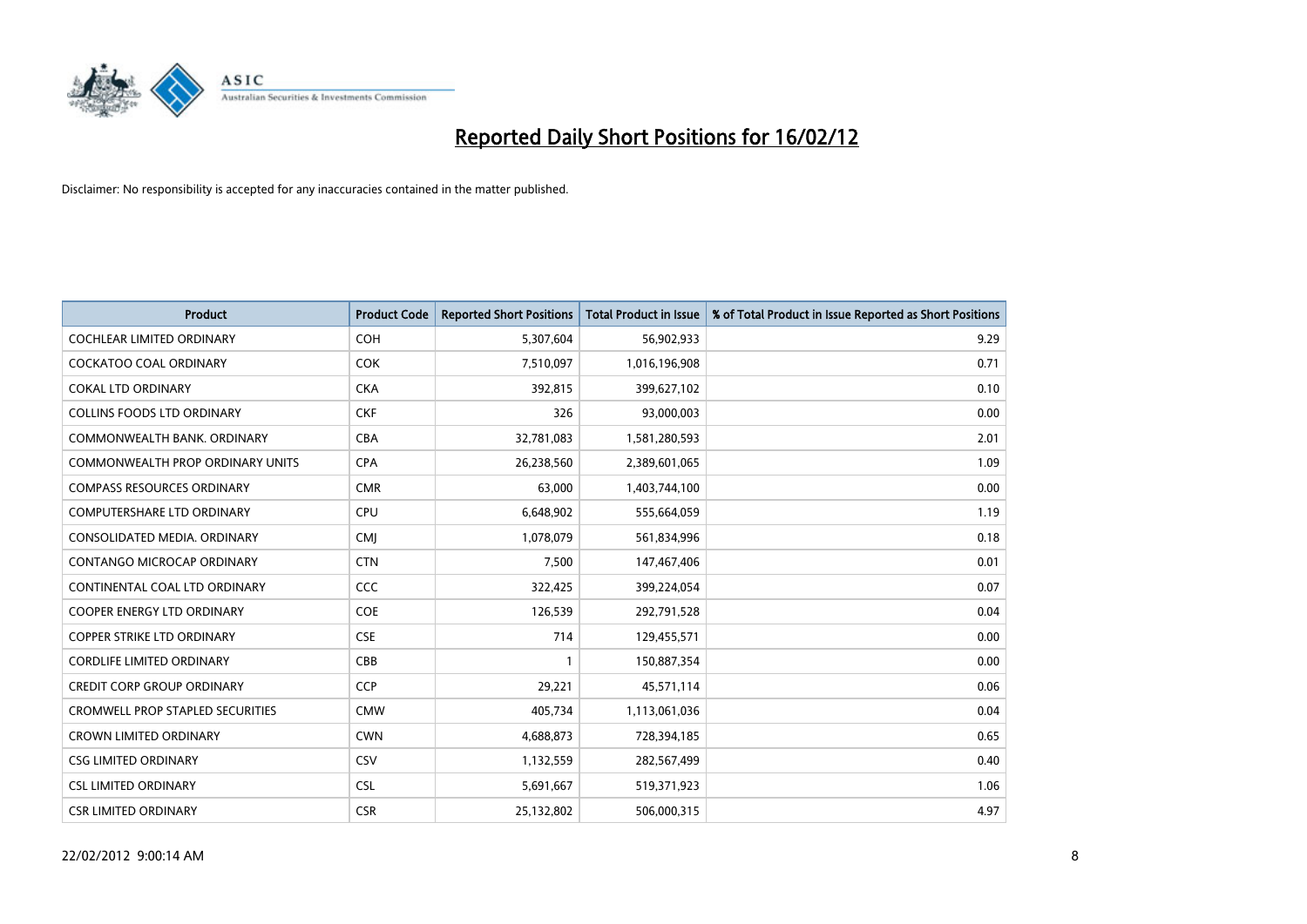# Reported Daily Short Positions for 16/02/12

Disclaimer: No responsibility is accepted for any inaccuracies contained in the matter published.

| Product | Product Code | Reported Short Positions | Total Product in Issue | % of Total Product in Issue Reported as Short Positions |
|---|---|---|---|---|
| COCHLEAR LIMITED ORDINARY | COH | 5,307,604 | 56,902,933 | 9.29 |
| COCKATOO COAL ORDINARY | COK | 7,510,097 | 1,016,196,908 | 0.71 |
| COKAL LTD ORDINARY | CKA | 392,815 | 399,627,102 | 0.10 |
| COLLINS FOODS LTD ORDINARY | CKF | 326 | 93,000,003 | 0.00 |
| COMMONWEALTH BANK. ORDINARY | CBA | 32,781,083 | 1,581,280,593 | 2.01 |
| COMMONWEALTH PROP ORDINARY UNITS | CPA | 26,238,560 | 2,389,601,065 | 1.09 |
| COMPASS RESOURCES ORDINARY | CMR | 63,000 | 1,403,744,100 | 0.00 |
| COMPUTERSHARE LTD ORDINARY | CPU | 6,648,902 | 555,664,059 | 1.19 |
| CONSOLIDATED MEDIA. ORDINARY | CMJ | 1,078,079 | 561,834,996 | 0.18 |
| CONTANGO MICROCAP ORDINARY | CTN | 7,500 | 147,467,406 | 0.01 |
| CONTINENTAL COAL LTD ORDINARY | CCC | 322,425 | 399,224,054 | 0.07 |
| COOPER ENERGY LTD ORDINARY | COE | 126,539 | 292,791,528 | 0.04 |
| COPPER STRIKE LTD ORDINARY | CSE | 714 | 129,455,571 | 0.00 |
| CORDLIFE LIMITED ORDINARY | CBB | 1 | 150,887,354 | 0.00 |
| CREDIT CORP GROUP ORDINARY | CCP | 29,221 | 45,571,114 | 0.06 |
| CROMWELL PROP STAPLED SECURITIES | CMW | 405,734 | 1,113,061,036 | 0.04 |
| CROWN LIMITED ORDINARY | CWN | 4,688,873 | 728,394,185 | 0.65 |
| CSG LIMITED ORDINARY | CSV | 1,132,559 | 282,567,499 | 0.40 |
| CSL LIMITED ORDINARY | CSL | 5,691,667 | 519,371,923 | 1.06 |
| CSR LIMITED ORDINARY | CSR | 25,132,802 | 506,000,315 | 4.97 |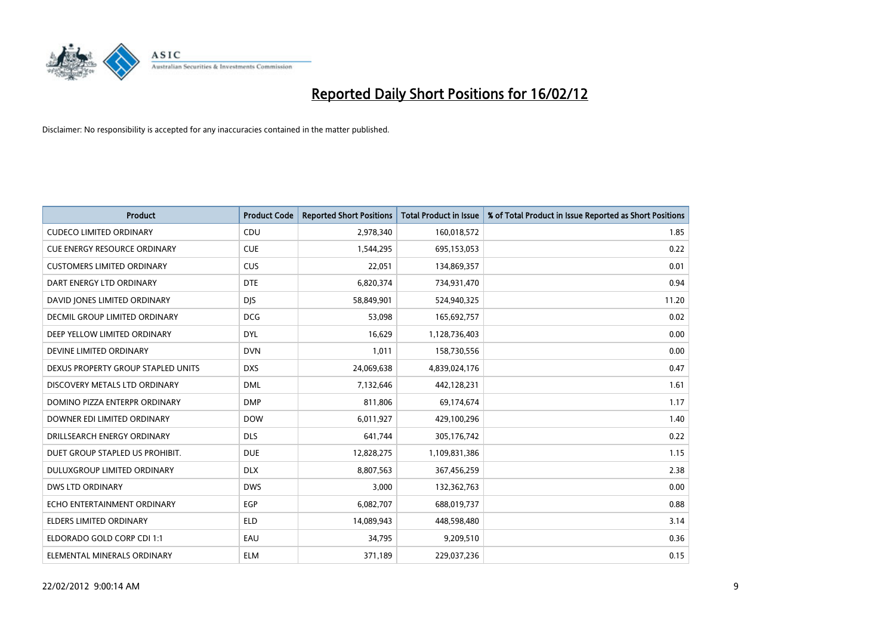# Reported Daily Short Positions for 16/02/12

Disclaimer: No responsibility is accepted for any inaccuracies contained in the matter published.

| Product | Product Code | Reported Short Positions | Total Product in Issue | % of Total Product in Issue Reported as Short Positions |
|---|---|---|---|---|
| CUDECO LIMITED ORDINARY | CDU | 2,978,340 | 160,018,572 | 1.85 |
| CUE ENERGY RESOURCE ORDINARY | CUE | 1,544,295 | 695,153,053 | 0.22 |
| CUSTOMERS LIMITED ORDINARY | CUS | 22,051 | 134,869,357 | 0.01 |
| DART ENERGY LTD ORDINARY | DTE | 6,820,374 | 734,931,470 | 0.94 |
| DAVID JONES LIMITED ORDINARY | DJS | 58,849,901 | 524,940,325 | 11.20 |
| DECMIL GROUP LIMITED ORDINARY | DCG | 53,098 | 165,692,757 | 0.02 |
| DEEP YELLOW LIMITED ORDINARY | DYL | 16,629 | 1,128,736,403 | 0.00 |
| DEVINE LIMITED ORDINARY | DVN | 1,011 | 158,730,556 | 0.00 |
| DEXUS PROPERTY GROUP STAPLED UNITS | DXS | 24,069,638 | 4,839,024,176 | 0.47 |
| DISCOVERY METALS LTD ORDINARY | DML | 7,132,646 | 442,128,231 | 1.61 |
| DOMINO PIZZA ENTERPR ORDINARY | DMP | 811,806 | 69,174,674 | 1.17 |
| DOWNER EDI LIMITED ORDINARY | DOW | 6,011,927 | 429,100,296 | 1.40 |
| DRILLSEARCH ENERGY ORDINARY | DLS | 641,744 | 305,176,742 | 0.22 |
| DUET GROUP STAPLED US PROHIBIT. | DUE | 12,828,275 | 1,109,831,386 | 1.15 |
| DULUXGROUP LIMITED ORDINARY | DLX | 8,807,563 | 367,456,259 | 2.38 |
| DWS LTD ORDINARY | DWS | 3,000 | 132,362,763 | 0.00 |
| ECHO ENTERTAINMENT ORDINARY | EGP | 6,082,707 | 688,019,737 | 0.88 |
| ELDERS LIMITED ORDINARY | ELD | 14,089,943 | 448,598,480 | 3.14 |
| ELDORADO GOLD CORP CDI 1:1 | EAU | 34,795 | 9,209,510 | 0.36 |
| ELEMENTAL MINERALS ORDINARY | ELM | 371,189 | 229,037,236 | 0.15 |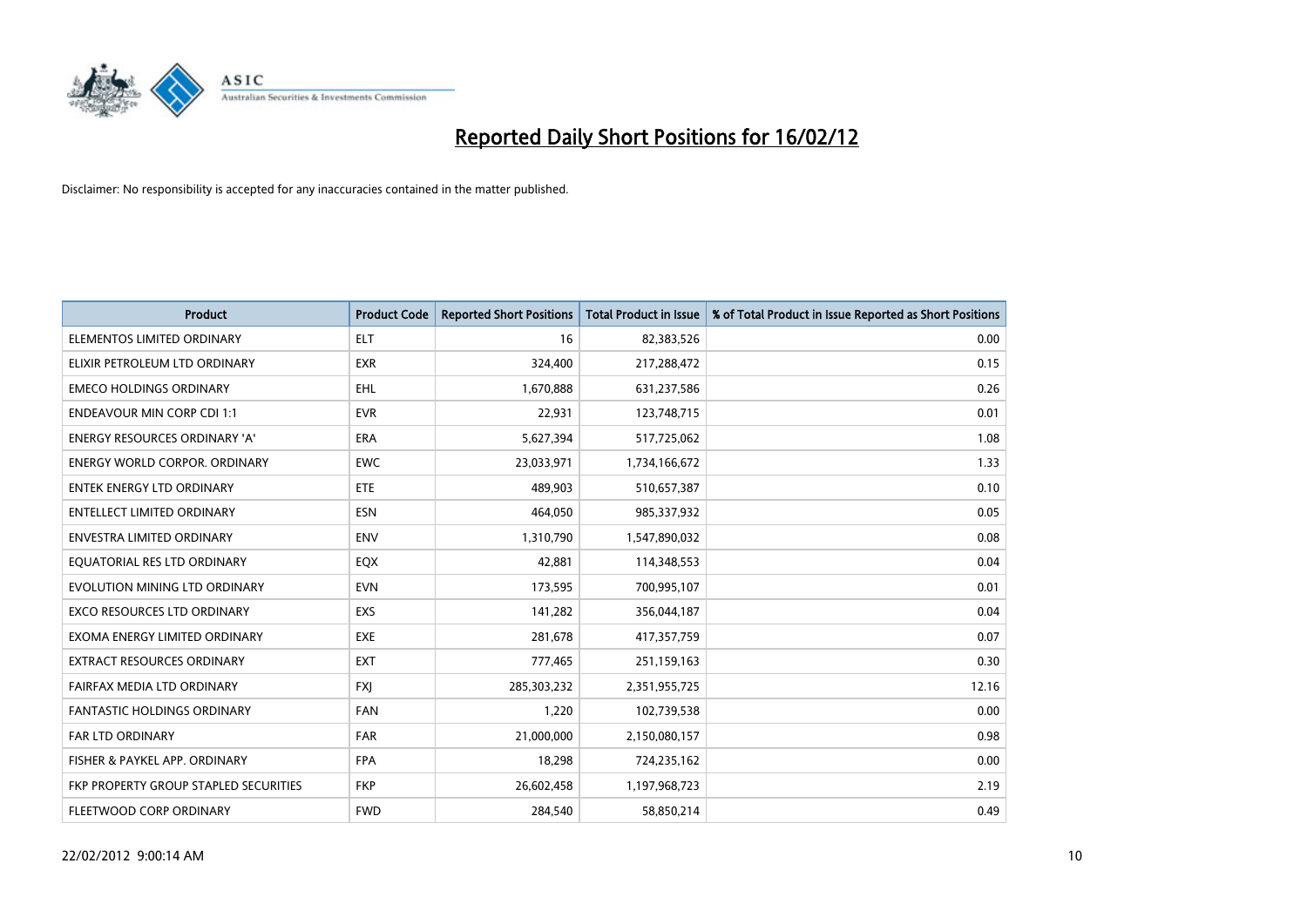# Reported Daily Short Positions for 16/02/12

Disclaimer: No responsibility is accepted for any inaccuracies contained in the matter published.

| Product | Product Code | Reported Short Positions | Total Product in Issue | % of Total Product in Issue Reported as Short Positions |
|---|---|---|---|---|
| ELEMENTOS LIMITED ORDINARY | ELT | 16 | 82,383,526 | 0.00 |
| ELIXIR PETROLEUM LTD ORDINARY | EXR | 324,400 | 217,288,472 | 0.15 |
| EMECO HOLDINGS ORDINARY | EHL | 1,670,888 | 631,237,586 | 0.26 |
| ENDEAVOUR MIN CORP CDI 1:1 | EVR | 22,931 | 123,748,715 | 0.01 |
| ENERGY RESOURCES ORDINARY 'A' | ERA | 5,627,394 | 517,725,062 | 1.08 |
| ENERGY WORLD CORPOR. ORDINARY | EWC | 23,033,971 | 1,734,166,672 | 1.33 |
| ENTEK ENERGY LTD ORDINARY | ETE | 489,903 | 510,657,387 | 0.10 |
| ENTELLECT LIMITED ORDINARY | ESN | 464,050 | 985,337,932 | 0.05 |
| ENVESTRA LIMITED ORDINARY | ENV | 1,310,790 | 1,547,890,032 | 0.08 |
| EQUATORIAL RES LTD ORDINARY | EQX | 42,881 | 114,348,553 | 0.04 |
| EVOLUTION MINING LTD ORDINARY | EVN | 173,595 | 700,995,107 | 0.01 |
| EXCO RESOURCES LTD ORDINARY | EXS | 141,282 | 356,044,187 | 0.04 |
| EXOMA ENERGY LIMITED ORDINARY | EXE | 281,678 | 417,357,759 | 0.07 |
| EXTRACT RESOURCES ORDINARY | EXT | 777,465 | 251,159,163 | 0.30 |
| FAIRFAX MEDIA LTD ORDINARY | FXJ | 285,303,232 | 2,351,955,725 | 12.16 |
| FANTASTIC HOLDINGS ORDINARY | FAN | 1,220 | 102,739,538 | 0.00 |
| FAR LTD ORDINARY | FAR | 21,000,000 | 2,150,080,157 | 0.98 |
| FISHER & PAYKEL APP. ORDINARY | FPA | 18,298 | 724,235,162 | 0.00 |
| FKP PROPERTY GROUP STAPLED SECURITIES | FKP | 26,602,458 | 1,197,968,723 | 2.19 |
| FLEETWOOD CORP ORDINARY | FWD | 284,540 | 58,850,214 | 0.49 |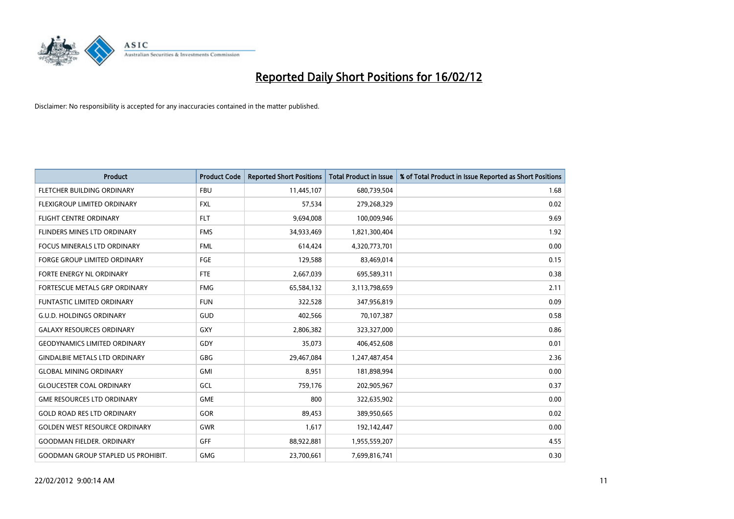# Reported Daily Short Positions for 16/02/12

Disclaimer: No responsibility is accepted for any inaccuracies contained in the matter published.

| Product | Product Code | Reported Short Positions | Total Product in Issue | % of Total Product in Issue Reported as Short Positions |
|---|---|---|---|---|
| FLETCHER BUILDING ORDINARY | FBU | 11,445,107 | 680,739,504 | 1.68 |
| FLEXIGROUP LIMITED ORDINARY | FXL | 57,534 | 279,268,329 | 0.02 |
| FLIGHT CENTRE ORDINARY | FLT | 9,694,008 | 100,009,946 | 9.69 |
| FLINDERS MINES LTD ORDINARY | FMS | 34,933,469 | 1,821,300,404 | 1.92 |
| FOCUS MINERALS LTD ORDINARY | FML | 614,424 | 4,320,773,701 | 0.00 |
| FORGE GROUP LIMITED ORDINARY | FGE | 129,588 | 83,469,014 | 0.15 |
| FORTE ENERGY NL ORDINARY | FTE | 2,667,039 | 695,589,311 | 0.38 |
| FORTESCUE METALS GRP ORDINARY | FMG | 65,584,132 | 3,113,798,659 | 2.11 |
| FUNTASTIC LIMITED ORDINARY | FUN | 322,528 | 347,956,819 | 0.09 |
| G.U.D. HOLDINGS ORDINARY | GUD | 402,566 | 70,107,387 | 0.58 |
| GALAXY RESOURCES ORDINARY | GXY | 2,806,382 | 323,327,000 | 0.86 |
| GEODYNAMICS LIMITED ORDINARY | GDY | 35,073 | 406,452,608 | 0.01 |
| GINDALBIE METALS LTD ORDINARY | GBG | 29,467,084 | 1,247,487,454 | 2.36 |
| GLOBAL MINING ORDINARY | GMI | 8,951 | 181,898,994 | 0.00 |
| GLOUCESTER COAL ORDINARY | GCL | 759,176 | 202,905,967 | 0.37 |
| GME RESOURCES LTD ORDINARY | GME | 800 | 322,635,902 | 0.00 |
| GOLD ROAD RES LTD ORDINARY | GOR | 89,453 | 389,950,665 | 0.02 |
| GOLDEN WEST RESOURCE ORDINARY | GWR | 1,617 | 192,142,447 | 0.00 |
| GOODMAN FIELDER. ORDINARY | GFF | 88,922,881 | 1,955,559,207 | 4.55 |
| GOODMAN GROUP STAPLED US PROHIBIT. | GMG | 23,700,661 | 7,699,816,741 | 0.30 |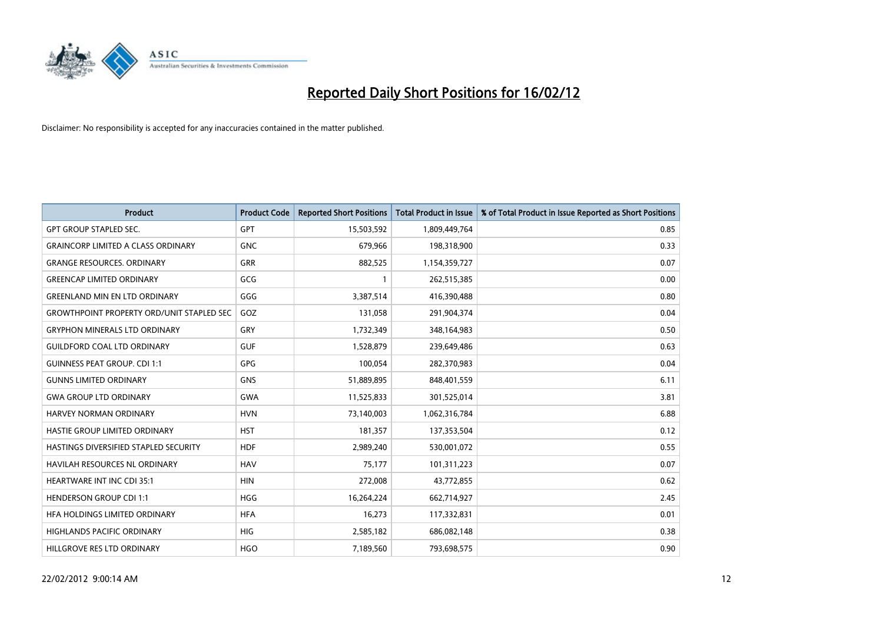# Reported Daily Short Positions for 16/02/12

Disclaimer: No responsibility is accepted for any inaccuracies contained in the matter published.

| Product | Product Code | Reported Short Positions | Total Product in Issue | % of Total Product in Issue Reported as Short Positions |
|---|---|---|---|---|
| GPT GROUP STAPLED SEC. | GPT | 15,503,592 | 1,809,449,764 | 0.85 |
| GRAINCORP LIMITED A CLASS ORDINARY | GNC | 679,966 | 198,318,900 | 0.33 |
| GRANGE RESOURCES. ORDINARY | GRR | 882,525 | 1,154,359,727 | 0.07 |
| GREENCAP LIMITED ORDINARY | GCG | 1 | 262,515,385 | 0.00 |
| GREENLAND MIN EN LTD ORDINARY | GGG | 3,387,514 | 416,390,488 | 0.80 |
| GROWTHPOINT PROPERTY ORD/UNIT STAPLED SEC | GOZ | 131,058 | 291,904,374 | 0.04 |
| GRYPHON MINERALS LTD ORDINARY | GRY | 1,732,349 | 348,164,983 | 0.50 |
| GUILDFORD COAL LTD ORDINARY | GUF | 1,528,879 | 239,649,486 | 0.63 |
| GUINNESS PEAT GROUP. CDI 1:1 | GPG | 100,054 | 282,370,983 | 0.04 |
| GUNNS LIMITED ORDINARY | GNS | 51,889,895 | 848,401,559 | 6.11 |
| GWA GROUP LTD ORDINARY | GWA | 11,525,833 | 301,525,014 | 3.81 |
| HARVEY NORMAN ORDINARY | HVN | 73,140,003 | 1,062,316,784 | 6.88 |
| HASTIE GROUP LIMITED ORDINARY | HST | 181,357 | 137,353,504 | 0.12 |
| HASTINGS DIVERSIFIED STAPLED SECURITY | HDF | 2,989,240 | 530,001,072 | 0.55 |
| HAVILAH RESOURCES NL ORDINARY | HAV | 75,177 | 101,311,223 | 0.07 |
| HEARTWARE INT INC CDI 35:1 | HIN | 272,008 | 43,772,855 | 0.62 |
| HENDERSON GROUP CDI 1:1 | HGG | 16,264,224 | 662,714,927 | 2.45 |
| HFA HOLDINGS LIMITED ORDINARY | HFA | 16,273 | 117,332,831 | 0.01 |
| HIGHLANDS PACIFIC ORDINARY | HIG | 2,585,182 | 686,082,148 | 0.38 |
| HILLGROVE RES LTD ORDINARY | HGO | 7,189,560 | 793,698,575 | 0.90 |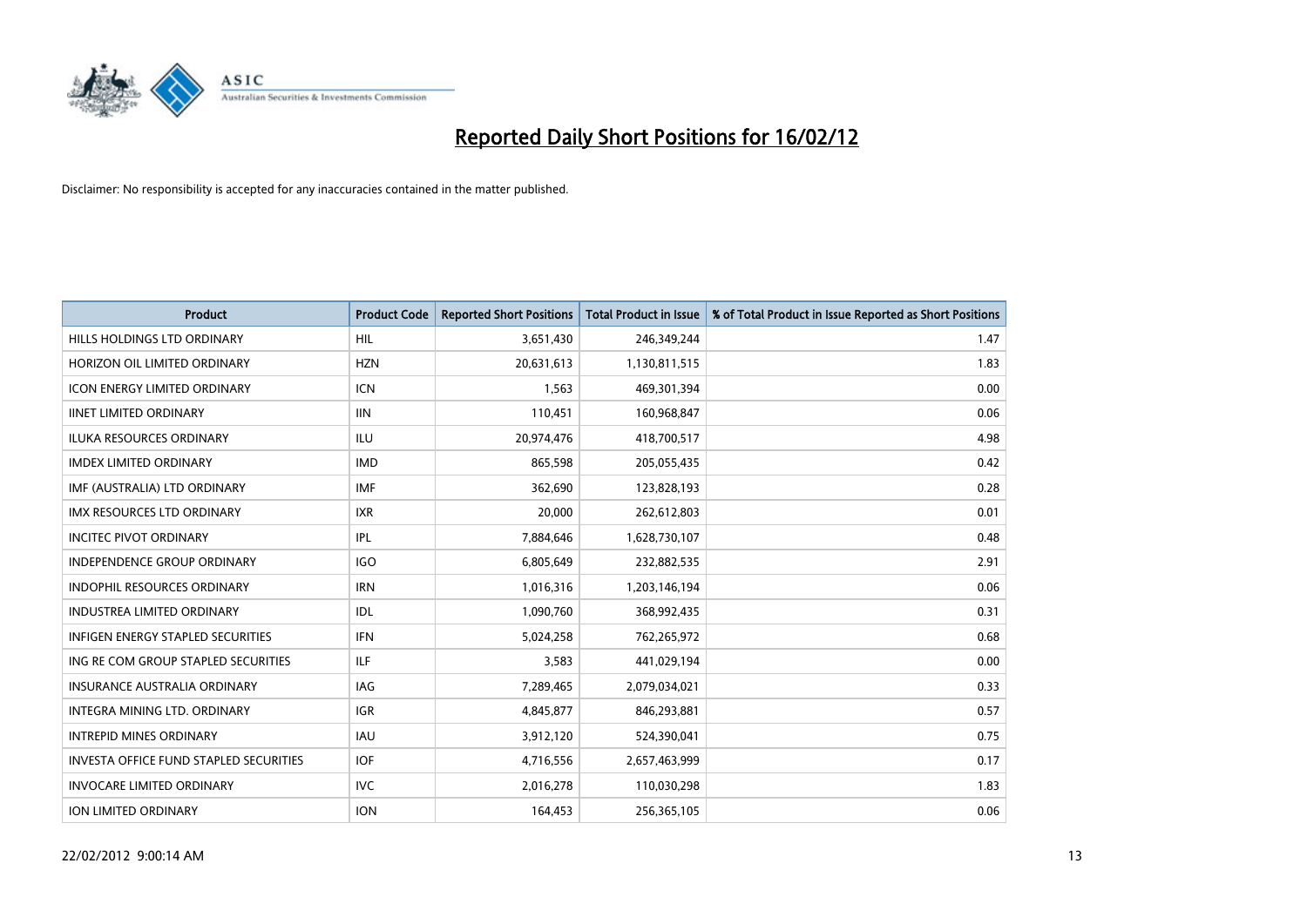# Reported Daily Short Positions for 16/02/12

Disclaimer: No responsibility is accepted for any inaccuracies contained in the matter published.

| Product | Product Code | Reported Short Positions | Total Product in Issue | % of Total Product in Issue Reported as Short Positions |
|---|---|---|---|---|
| HILLS HOLDINGS LTD ORDINARY | HIL | 3,651,430 | 246,349,244 | 1.47 |
| HORIZON OIL LIMITED ORDINARY | HZN | 20,631,613 | 1,130,811,515 | 1.83 |
| ICON ENERGY LIMITED ORDINARY | ICN | 1,563 | 469,301,394 | 0.00 |
| IINET LIMITED ORDINARY | IIN | 110,451 | 160,968,847 | 0.06 |
| ILUKA RESOURCES ORDINARY | ILU | 20,974,476 | 418,700,517 | 4.98 |
| IMDEX LIMITED ORDINARY | IMD | 865,598 | 205,055,435 | 0.42 |
| IMF (AUSTRALIA) LTD ORDINARY | IMF | 362,690 | 123,828,193 | 0.28 |
| IMX RESOURCES LTD ORDINARY | IXR | 20,000 | 262,612,803 | 0.01 |
| INCITEC PIVOT ORDINARY | IPL | 7,884,646 | 1,628,730,107 | 0.48 |
| INDEPENDENCE GROUP ORDINARY | IGO | 6,805,649 | 232,882,535 | 2.91 |
| INDOPHIL RESOURCES ORDINARY | IRN | 1,016,316 | 1,203,146,194 | 0.06 |
| INDUSTREA LIMITED ORDINARY | IDL | 1,090,760 | 368,992,435 | 0.31 |
| INFIGEN ENERGY STAPLED SECURITIES | IFN | 5,024,258 | 762,265,972 | 0.68 |
| ING RE COM GROUP STAPLED SECURITIES | ILF | 3,583 | 441,029,194 | 0.00 |
| INSURANCE AUSTRALIA ORDINARY | IAG | 7,289,465 | 2,079,034,021 | 0.33 |
| INTEGRA MINING LTD. ORDINARY | IGR | 4,845,877 | 846,293,881 | 0.57 |
| INTREPID MINES ORDINARY | IAU | 3,912,120 | 524,390,041 | 0.75 |
| INVESTA OFFICE FUND STAPLED SECURITIES | IOF | 4,716,556 | 2,657,463,999 | 0.17 |
| INVOCARE LIMITED ORDINARY | IVC | 2,016,278 | 110,030,298 | 1.83 |
| ION LIMITED ORDINARY | ION | 164,453 | 256,365,105 | 0.06 |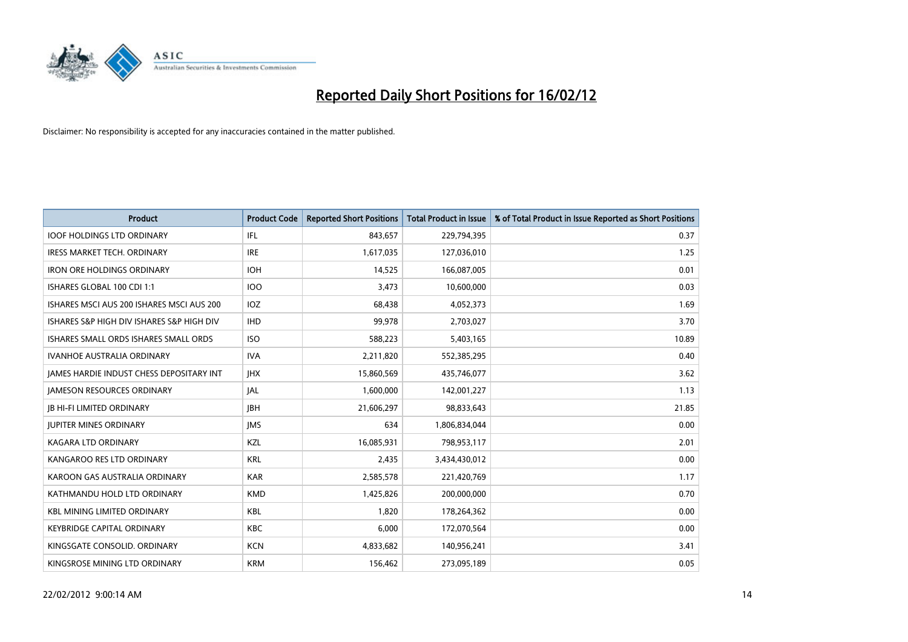# Reported Daily Short Positions for 16/02/12

Disclaimer: No responsibility is accepted for any inaccuracies contained in the matter published.

| Product | Product Code | Reported Short Positions | Total Product in Issue | % of Total Product in Issue Reported as Short Positions |
|---|---|---|---|---|
| IOOF HOLDINGS LTD ORDINARY | IFL | 843,657 | 229,794,395 | 0.37 |
| IRESS MARKET TECH. ORDINARY | IRE | 1,617,035 | 127,036,010 | 1.25 |
| IRON ORE HOLDINGS ORDINARY | IOH | 14,525 | 166,087,005 | 0.01 |
| ISHARES GLOBAL 100 CDI 1:1 | IOO | 3,473 | 10,600,000 | 0.03 |
| ISHARES MSCI AUS 200 ISHARES MSCI AUS 200 | IOZ | 68,438 | 4,052,373 | 1.69 |
| ISHARES S&P HIGH DIV ISHARES S&P HIGH DIV | IHD | 99,978 | 2,703,027 | 3.70 |
| ISHARES SMALL ORDS ISHARES SMALL ORDS | ISO | 588,223 | 5,403,165 | 10.89 |
| IVANHOE AUSTRALIA ORDINARY | IVA | 2,211,820 | 552,385,295 | 0.40 |
| JAMES HARDIE INDUST CHESS DEPOSITARY INT | JHX | 15,860,569 | 435,746,077 | 3.62 |
| JAMESON RESOURCES ORDINARY | JAL | 1,600,000 | 142,001,227 | 1.13 |
| JB HI-FI LIMITED ORDINARY | JBH | 21,606,297 | 98,833,643 | 21.85 |
| JUPITER MINES ORDINARY | JMS | 634 | 1,806,834,044 | 0.00 |
| KAGARA LTD ORDINARY | KZL | 16,085,931 | 798,953,117 | 2.01 |
| KANGAROO RES LTD ORDINARY | KRL | 2,435 | 3,434,430,012 | 0.00 |
| KAROON GAS AUSTRALIA ORDINARY | KAR | 2,585,578 | 221,420,769 | 1.17 |
| KATHMANDU HOLD LTD ORDINARY | KMD | 1,425,826 | 200,000,000 | 0.70 |
| KBL MINING LIMITED ORDINARY | KBL | 1,820 | 178,264,362 | 0.00 |
| KEYBRIDGE CAPITAL ORDINARY | KBC | 6,000 | 172,070,564 | 0.00 |
| KINGSGATE CONSOLID. ORDINARY | KCN | 4,833,682 | 140,956,241 | 3.41 |
| KINGSROSE MINING LTD ORDINARY | KRM | 156,462 | 273,095,189 | 0.05 |

22/02/2012 9:00:14 AM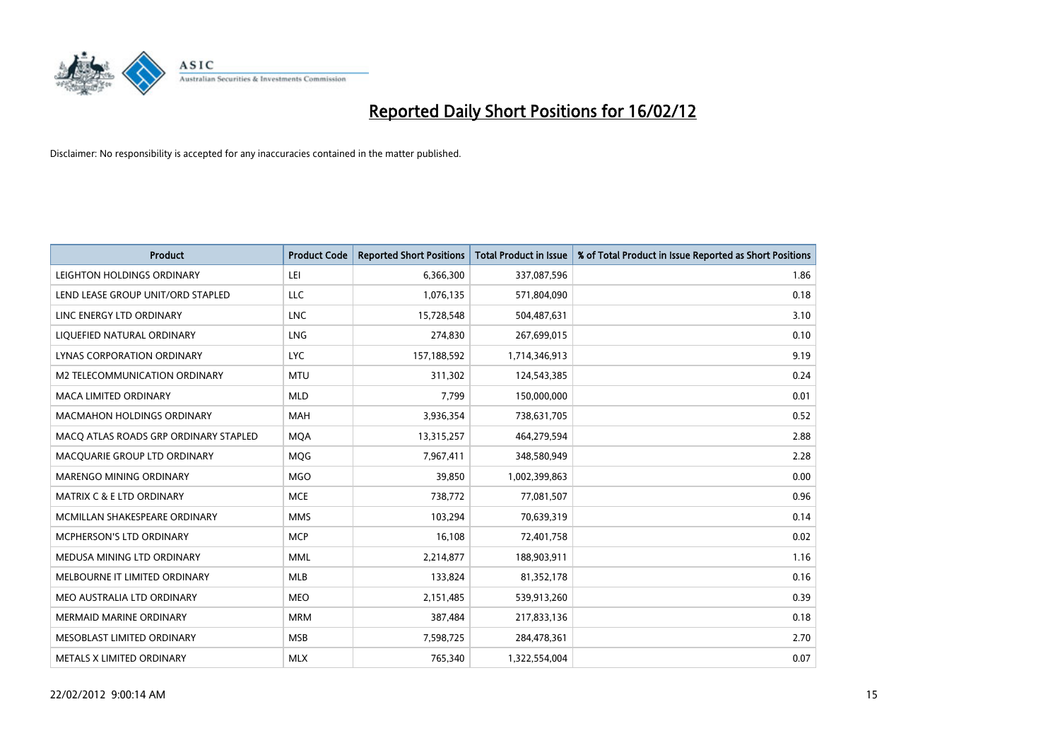# Reported Daily Short Positions for 16/02/12

Disclaimer: No responsibility is accepted for any inaccuracies contained in the matter published.

| Product | Product Code | Reported Short Positions | Total Product in Issue | % of Total Product in Issue Reported as Short Positions |
|---|---|---|---|---|
| LEIGHTON HOLDINGS ORDINARY | LEI | 6,366,300 | 337,087,596 | 1.86 |
| LEND LEASE GROUP UNIT/ORD STAPLED | LLC | 1,076,135 | 571,804,090 | 0.18 |
| LINC ENERGY LTD ORDINARY | LNC | 15,728,548 | 504,487,631 | 3.10 |
| LIQUEFIED NATURAL ORDINARY | LNG | 274,830 | 267,699,015 | 0.10 |
| LYNAS CORPORATION ORDINARY | LYC | 157,188,592 | 1,714,346,913 | 9.19 |
| M2 TELECOMMUNICATION ORDINARY | MTU | 311,302 | 124,543,385 | 0.24 |
| MACA LIMITED ORDINARY | MLD | 7,799 | 150,000,000 | 0.01 |
| MACMAHON HOLDINGS ORDINARY | MAH | 3,936,354 | 738,631,705 | 0.52 |
| MACQ ATLAS ROADS GRP ORDINARY STAPLED | MQA | 13,315,257 | 464,279,594 | 2.88 |
| MACQUARIE GROUP LTD ORDINARY | MQG | 7,967,411 | 348,580,949 | 2.28 |
| MARENGO MINING ORDINARY | MGO | 39,850 | 1,002,399,863 | 0.00 |
| MATRIX C & E LTD ORDINARY | MCE | 738,772 | 77,081,507 | 0.96 |
| MCMILLAN SHAKESPEARE ORDINARY | MMS | 103,294 | 70,639,319 | 0.14 |
| MCPHERSON'S LTD ORDINARY | MCP | 16,108 | 72,401,758 | 0.02 |
| MEDUSA MINING LTD ORDINARY | MML | 2,214,877 | 188,903,911 | 1.16 |
| MELBOURNE IT LIMITED ORDINARY | MLB | 133,824 | 81,352,178 | 0.16 |
| MEO AUSTRALIA LTD ORDINARY | MEO | 2,151,485 | 539,913,260 | 0.39 |
| MERMAID MARINE ORDINARY | MRM | 387,484 | 217,833,136 | 0.18 |
| MESOBLAST LIMITED ORDINARY | MSB | 7,598,725 | 284,478,361 | 2.70 |
| METALS X LIMITED ORDINARY | MLX | 765,340 | 1,322,554,004 | 0.07 |

22/02/2012 9:00:14 AM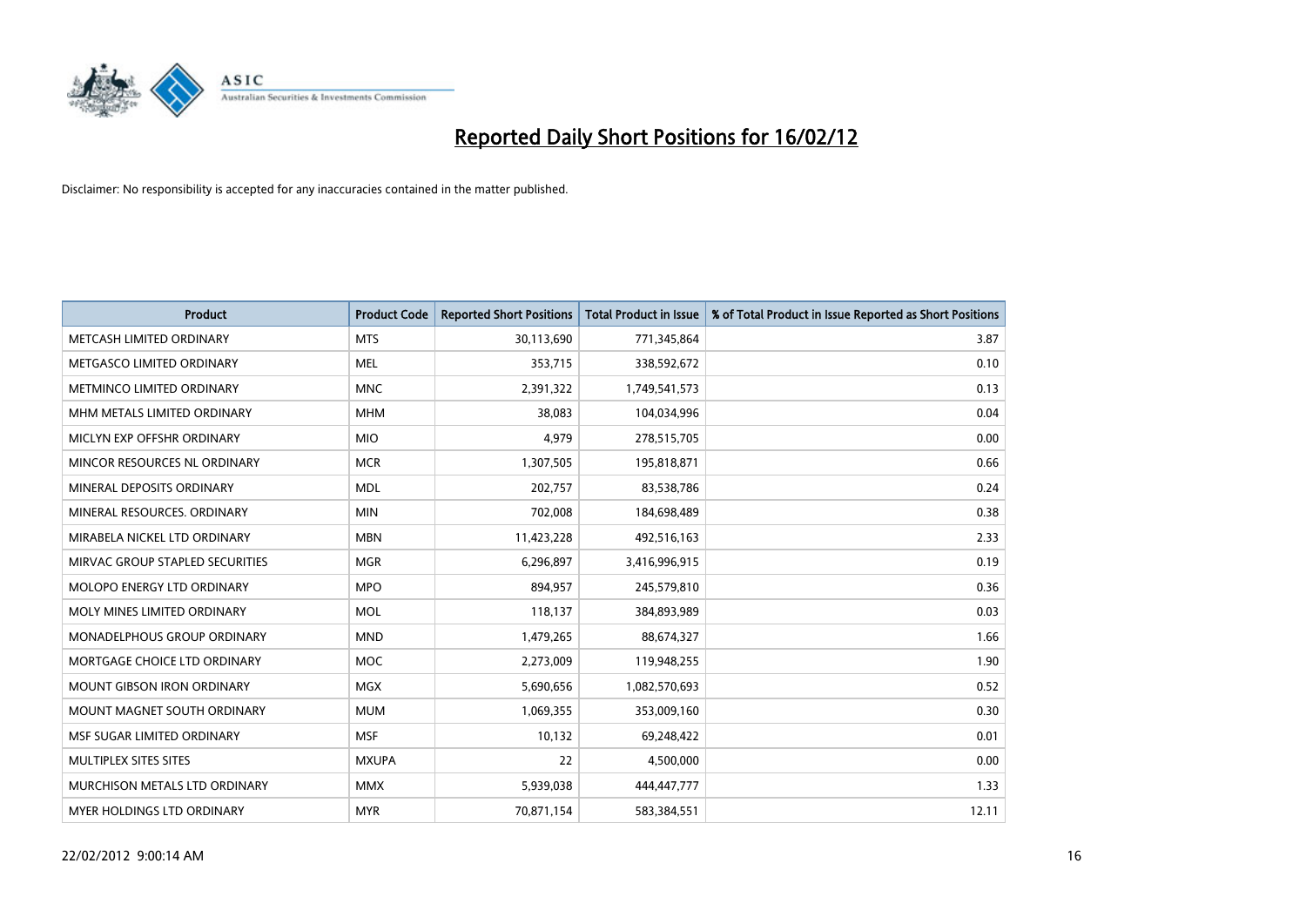# Reported Daily Short Positions for 16/02/12

Disclaimer: No responsibility is accepted for any inaccuracies contained in the matter published.

| Product | Product Code | Reported Short Positions | Total Product in Issue | % of Total Product in Issue Reported as Short Positions |
|---|---|---|---|---|
| METCASH LIMITED ORDINARY | MTS | 30,113,690 | 771,345,864 | 3.87 |
| METGASCO LIMITED ORDINARY | MEL | 353,715 | 338,592,672 | 0.10 |
| METMINCO LIMITED ORDINARY | MNC | 2,391,322 | 1,749,541,573 | 0.13 |
| MHM METALS LIMITED ORDINARY | MHM | 38,083 | 104,034,996 | 0.04 |
| MICLYN EXP OFFSHR ORDINARY | MIO | 4,979 | 278,515,705 | 0.00 |
| MINCOR RESOURCES NL ORDINARY | MCR | 1,307,505 | 195,818,871 | 0.66 |
| MINERAL DEPOSITS ORDINARY | MDL | 202,757 | 83,538,786 | 0.24 |
| MINERAL RESOURCES. ORDINARY | MIN | 702,008 | 184,698,489 | 0.38 |
| MIRABELA NICKEL LTD ORDINARY | MBN | 11,423,228 | 492,516,163 | 2.33 |
| MIRVAC GROUP STAPLED SECURITIES | MGR | 6,296,897 | 3,416,996,915 | 0.19 |
| MOLOPO ENERGY LTD ORDINARY | MPO | 894,957 | 245,579,810 | 0.36 |
| MOLY MINES LIMITED ORDINARY | MOL | 118,137 | 384,893,989 | 0.03 |
| MONADELPHOUS GROUP ORDINARY | MND | 1,479,265 | 88,674,327 | 1.66 |
| MORTGAGE CHOICE LTD ORDINARY | MOC | 2,273,009 | 119,948,255 | 1.90 |
| MOUNT GIBSON IRON ORDINARY | MGX | 5,690,656 | 1,082,570,693 | 0.52 |
| MOUNT MAGNET SOUTH ORDINARY | MUM | 1,069,355 | 353,009,160 | 0.30 |
| MSF SUGAR LIMITED ORDINARY | MSF | 10,132 | 69,248,422 | 0.01 |
| MULTIPLEX SITES SITES | MXUPA | 22 | 4,500,000 | 0.00 |
| MURCHISON METALS LTD ORDINARY | MMX | 5,939,038 | 444,447,777 | 1.33 |
| MYER HOLDINGS LTD ORDINARY | MYR | 70,871,154 | 583,384,551 | 12.11 |

22/02/2012 9:00:14 AM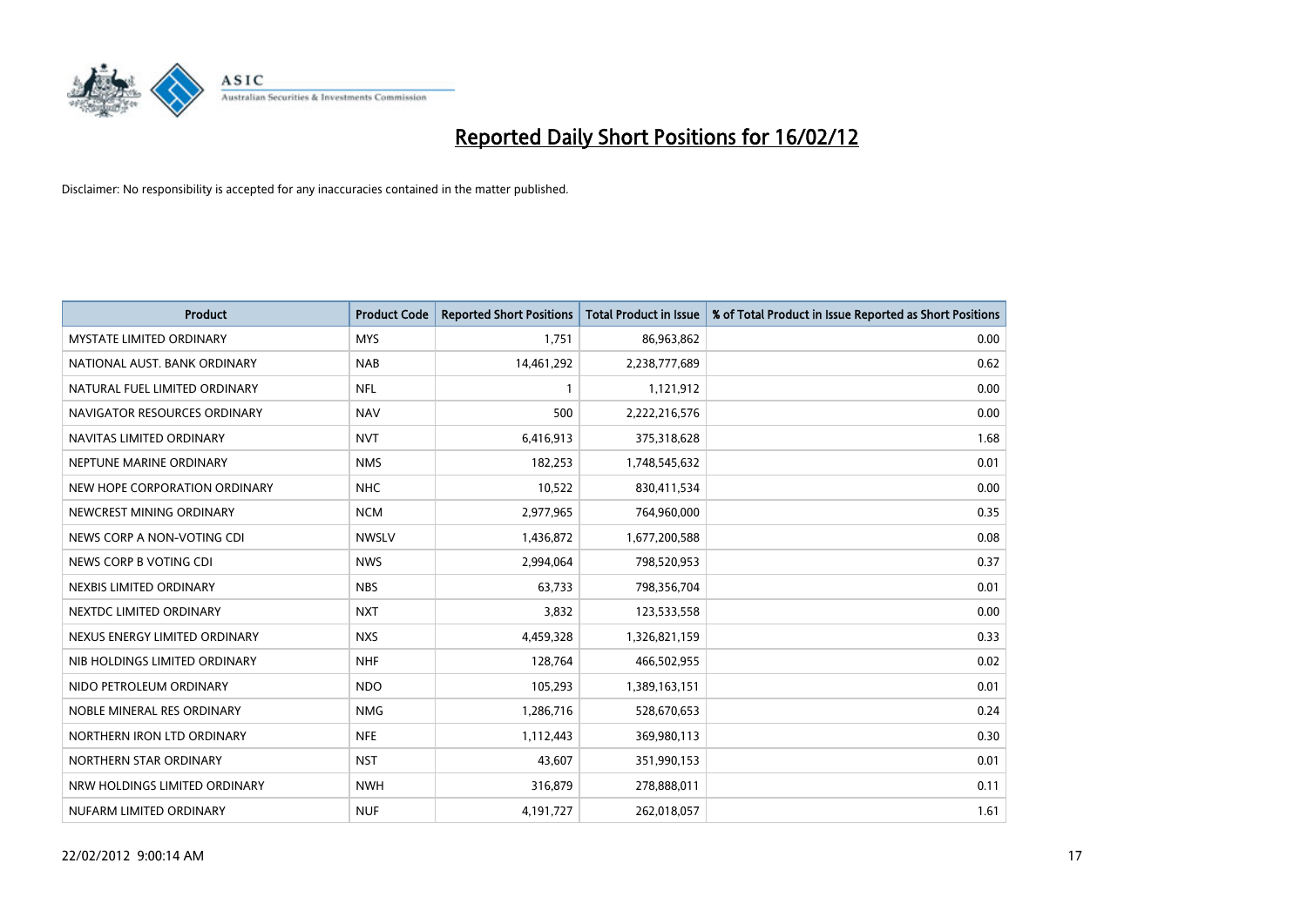# Reported Daily Short Positions for 16/02/12

Disclaimer: No responsibility is accepted for any inaccuracies contained in the matter published.

| Product | Product Code | Reported Short Positions | Total Product in Issue | % of Total Product in Issue Reported as Short Positions |
|---|---|---|---|---|
| MYSTATE LIMITED ORDINARY | MYS | 1,751 | 86,963,862 | 0.00 |
| NATIONAL AUST. BANK ORDINARY | NAB | 14,461,292 | 2,238,777,689 | 0.62 |
| NATURAL FUEL LIMITED ORDINARY | NFL | 1 | 1,121,912 | 0.00 |
| NAVIGATOR RESOURCES ORDINARY | NAV | 500 | 2,222,216,576 | 0.00 |
| NAVITAS LIMITED ORDINARY | NVT | 6,416,913 | 375,318,628 | 1.68 |
| NEPTUNE MARINE ORDINARY | NMS | 182,253 | 1,748,545,632 | 0.01 |
| NEW HOPE CORPORATION ORDINARY | NHC | 10,522 | 830,411,534 | 0.00 |
| NEWCREST MINING ORDINARY | NCM | 2,977,965 | 764,960,000 | 0.35 |
| NEWS CORP A NON-VOTING CDI | NWSLV | 1,436,872 | 1,677,200,588 | 0.08 |
| NEWS CORP B VOTING CDI | NWS | 2,994,064 | 798,520,953 | 0.37 |
| NEXBIS LIMITED ORDINARY | NBS | 63,733 | 798,356,704 | 0.01 |
| NEXTDC LIMITED ORDINARY | NXT | 3,832 | 123,533,558 | 0.00 |
| NEXUS ENERGY LIMITED ORDINARY | NXS | 4,459,328 | 1,326,821,159 | 0.33 |
| NIB HOLDINGS LIMITED ORDINARY | NHF | 128,764 | 466,502,955 | 0.02 |
| NIDO PETROLEUM ORDINARY | NDO | 105,293 | 1,389,163,151 | 0.01 |
| NOBLE MINERAL RES ORDINARY | NMG | 1,286,716 | 528,670,653 | 0.24 |
| NORTHERN IRON LTD ORDINARY | NFE | 1,112,443 | 369,980,113 | 0.30 |
| NORTHERN STAR ORDINARY | NST | 43,607 | 351,990,153 | 0.01 |
| NRW HOLDINGS LIMITED ORDINARY | NWH | 316,879 | 278,888,011 | 0.11 |
| NUFARM LIMITED ORDINARY | NUF | 4,191,727 | 262,018,057 | 1.61 |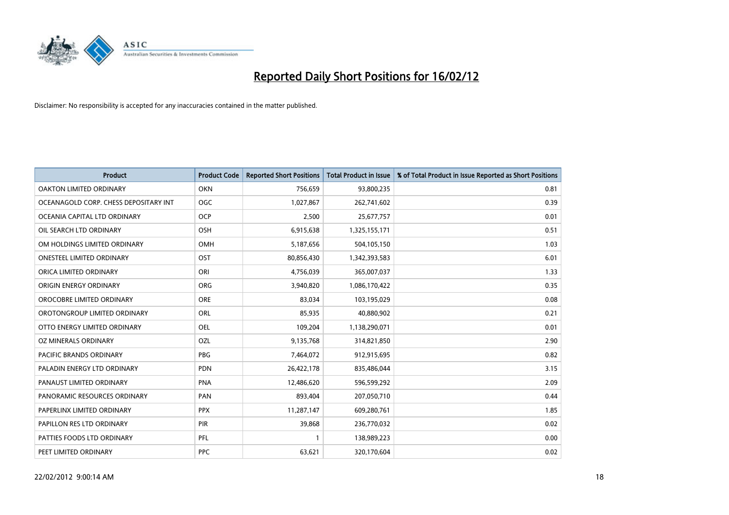# Reported Daily Short Positions for 16/02/12

Disclaimer: No responsibility is accepted for any inaccuracies contained in the matter published.

| Product | Product Code | Reported Short Positions | Total Product in Issue | % of Total Product in Issue Reported as Short Positions |
|---|---|---|---|---|
| OAKTON LIMITED ORDINARY | OKN | 756,659 | 93,800,235 | 0.81 |
| OCEANAGOLD CORP. CHESS DEPOSITARY INT | OGC | 1,027,867 | 262,741,602 | 0.39 |
| OCEANIA CAPITAL LTD ORDINARY | OCP | 2,500 | 25,677,757 | 0.01 |
| OIL SEARCH LTD ORDINARY | OSH | 6,915,638 | 1,325,155,171 | 0.51 |
| OM HOLDINGS LIMITED ORDINARY | OMH | 5,187,656 | 504,105,150 | 1.03 |
| ONESTEEL LIMITED ORDINARY | OST | 80,856,430 | 1,342,393,583 | 6.01 |
| ORICA LIMITED ORDINARY | ORI | 4,756,039 | 365,007,037 | 1.33 |
| ORIGIN ENERGY ORDINARY | ORG | 3,940,820 | 1,086,170,422 | 0.35 |
| OROCOBRE LIMITED ORDINARY | ORE | 83,034 | 103,195,029 | 0.08 |
| OROTONGROUP LIMITED ORDINARY | ORL | 85,935 | 40,880,902 | 0.21 |
| OTTO ENERGY LIMITED ORDINARY | OEL | 109,204 | 1,138,290,071 | 0.01 |
| OZ MINERALS ORDINARY | OZL | 9,135,768 | 314,821,850 | 2.90 |
| PACIFIC BRANDS ORDINARY | PBG | 7,464,072 | 912,915,695 | 0.82 |
| PALADIN ENERGY LTD ORDINARY | PDN | 26,422,178 | 835,486,044 | 3.15 |
| PANAUST LIMITED ORDINARY | PNA | 12,486,620 | 596,599,292 | 2.09 |
| PANORAMIC RESOURCES ORDINARY | PAN | 893,404 | 207,050,710 | 0.44 |
| PAPERLINX LIMITED ORDINARY | PPX | 11,287,147 | 609,280,761 | 1.85 |
| PAPILLON RES LTD ORDINARY | PIR | 39,868 | 236,770,032 | 0.02 |
| PATTIES FOODS LTD ORDINARY | PFL | 1 | 138,989,223 | 0.00 |
| PEET LIMITED ORDINARY | PPC | 63,621 | 320,170,604 | 0.02 |

22/02/2012 9:00:14 AM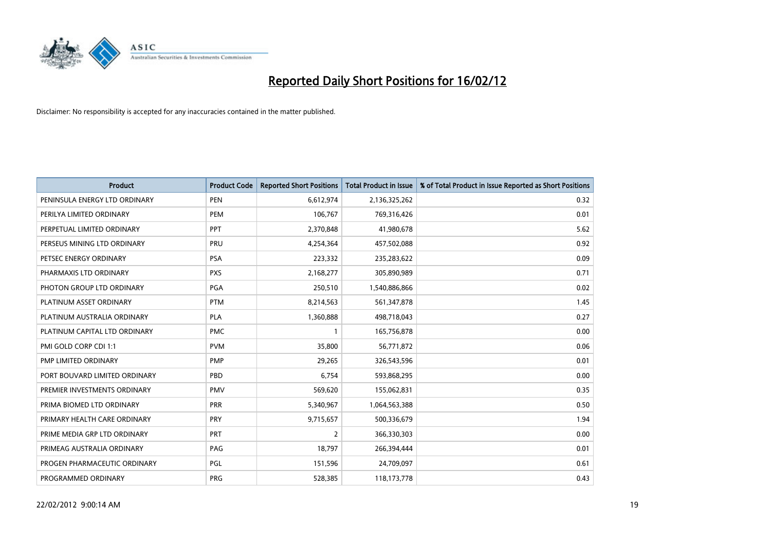# Reported Daily Short Positions for 16/02/12

Disclaimer: No responsibility is accepted for any inaccuracies contained in the matter published.

| Product | Product Code | Reported Short Positions | Total Product in Issue | % of Total Product in Issue Reported as Short Positions |
|---|---|---|---|---|
| PENINSULA ENERGY LTD ORDINARY | PEN | 6,612,974 | 2,136,325,262 | 0.32 |
| PERILYA LIMITED ORDINARY | PEM | 106,767 | 769,316,426 | 0.01 |
| PERPETUAL LIMITED ORDINARY | PPT | 2,370,848 | 41,980,678 | 5.62 |
| PERSEUS MINING LTD ORDINARY | PRU | 4,254,364 | 457,502,088 | 0.92 |
| PETSEC ENERGY ORDINARY | PSA | 223,332 | 235,283,622 | 0.09 |
| PHARMAXIS LTD ORDINARY | PXS | 2,168,277 | 305,890,989 | 0.71 |
| PHOTON GROUP LTD ORDINARY | PGA | 250,510 | 1,540,886,866 | 0.02 |
| PLATINUM ASSET ORDINARY | PTM | 8,214,563 | 561,347,878 | 1.45 |
| PLATINUM AUSTRALIA ORDINARY | PLA | 1,360,888 | 498,718,043 | 0.27 |
| PLATINUM CAPITAL LTD ORDINARY | PMC | 1 | 165,756,878 | 0.00 |
| PMI GOLD CORP CDI 1:1 | PVM | 35,800 | 56,771,872 | 0.06 |
| PMP LIMITED ORDINARY | PMP | 29,265 | 326,543,596 | 0.01 |
| PORT BOUVARD LIMITED ORDINARY | PBD | 6,754 | 593,868,295 | 0.00 |
| PREMIER INVESTMENTS ORDINARY | PMV | 569,620 | 155,062,831 | 0.35 |
| PRIMA BIOMED LTD ORDINARY | PRR | 5,340,967 | 1,064,563,388 | 0.50 |
| PRIMARY HEALTH CARE ORDINARY | PRY | 9,715,657 | 500,336,679 | 1.94 |
| PRIME MEDIA GRP LTD ORDINARY | PRT | 2 | 366,330,303 | 0.00 |
| PRIMEAG AUSTRALIA ORDINARY | PAG | 18,797 | 266,394,444 | 0.01 |
| PROGEN PHARMACEUTIC ORDINARY | PGL | 151,596 | 24,709,097 | 0.61 |
| PROGRAMMED ORDINARY | PRG | 528,385 | 118,173,778 | 0.43 |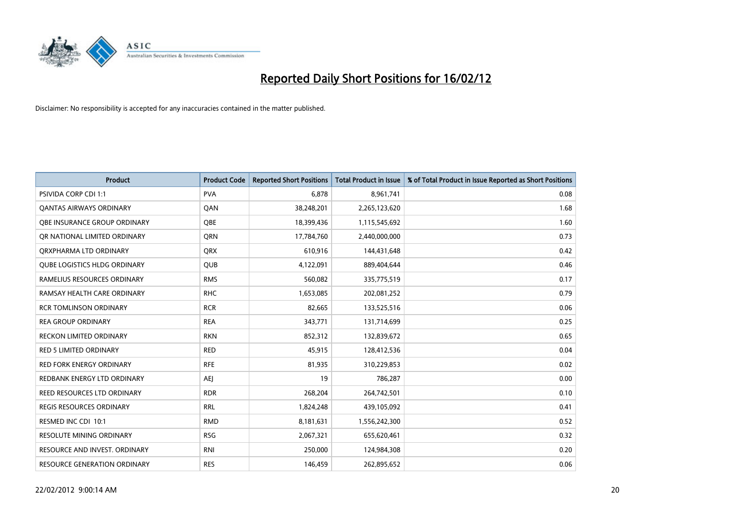# Reported Daily Short Positions for 16/02/12

Disclaimer: No responsibility is accepted for any inaccuracies contained in the matter published.

| Product | Product Code | Reported Short Positions | Total Product in Issue | % of Total Product in Issue Reported as Short Positions |
|---|---|---|---|---|
| PSIVIDA CORP CDI 1:1 | PVA | 6,878 | 8,961,741 | 0.08 |
| QANTAS AIRWAYS ORDINARY | QAN | 38,248,201 | 2,265,123,620 | 1.68 |
| QBE INSURANCE GROUP ORDINARY | QBE | 18,399,436 | 1,115,545,692 | 1.60 |
| QR NATIONAL LIMITED ORDINARY | QRN | 17,784,760 | 2,440,000,000 | 0.73 |
| QRXPHARMA LTD ORDINARY | QRX | 610,916 | 144,431,648 | 0.42 |
| QUBE LOGISTICS HLDG ORDINARY | QUB | 4,122,091 | 889,404,644 | 0.46 |
| RAMELIUS RESOURCES ORDINARY | RMS | 560,082 | 335,775,519 | 0.17 |
| RAMSAY HEALTH CARE ORDINARY | RHC | 1,653,085 | 202,081,252 | 0.79 |
| RCR TOMLINSON ORDINARY | RCR | 82,665 | 133,525,516 | 0.06 |
| REA GROUP ORDINARY | REA | 343,771 | 131,714,699 | 0.25 |
| RECKON LIMITED ORDINARY | RKN | 852,312 | 132,839,672 | 0.65 |
| RED 5 LIMITED ORDINARY | RED | 45,915 | 128,412,536 | 0.04 |
| RED FORK ENERGY ORDINARY | RFE | 81,935 | 310,229,853 | 0.02 |
| REDBANK ENERGY LTD ORDINARY | AEJ | 19 | 786,287 | 0.00 |
| REED RESOURCES LTD ORDINARY | RDR | 268,204 | 264,742,501 | 0.10 |
| REGIS RESOURCES ORDINARY | RRL | 1,824,248 | 439,105,092 | 0.41 |
| RESMED INC CDI 10:1 | RMD | 8,181,631 | 1,556,242,300 | 0.52 |
| RESOLUTE MINING ORDINARY | RSG | 2,067,321 | 655,620,461 | 0.32 |
| RESOURCE AND INVEST. ORDINARY | RNI | 250,000 | 124,984,308 | 0.20 |
| RESOURCE GENERATION ORDINARY | RES | 146,459 | 262,895,652 | 0.06 |

22/02/2012 9:00:14 AM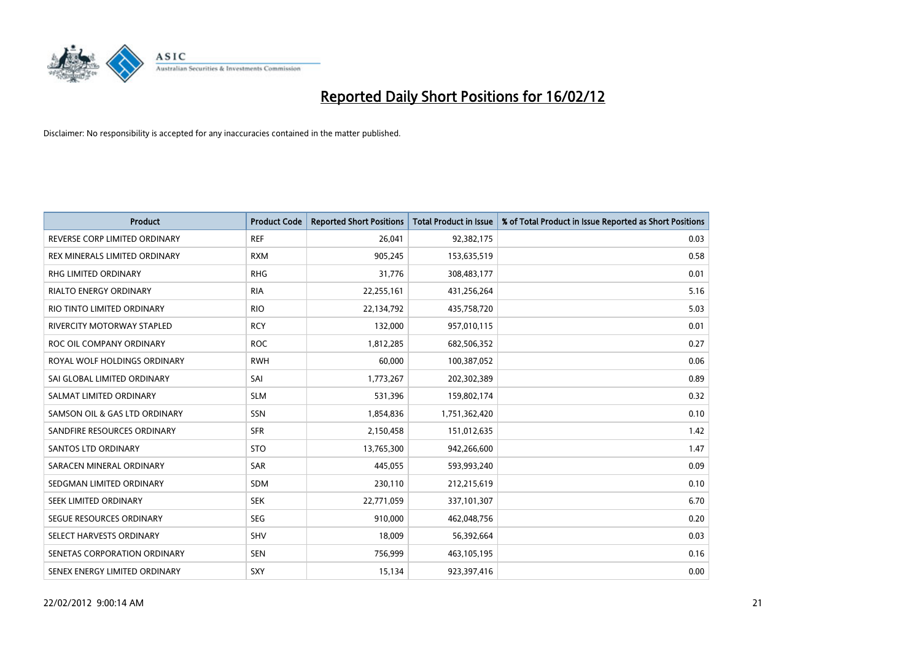# Reported Daily Short Positions for 16/02/12

Disclaimer: No responsibility is accepted for any inaccuracies contained in the matter published.

| Product | Product Code | Reported Short Positions | Total Product in Issue | % of Total Product in Issue Reported as Short Positions |
|---|---|---|---|---|
| REVERSE CORP LIMITED ORDINARY | REF | 26,041 | 92,382,175 | 0.03 |
| REX MINERALS LIMITED ORDINARY | RXM | 905,245 | 153,635,519 | 0.58 |
| RHG LIMITED ORDINARY | RHG | 31,776 | 308,483,177 | 0.01 |
| RIALTO ENERGY ORDINARY | RIA | 22,255,161 | 431,256,264 | 5.16 |
| RIO TINTO LIMITED ORDINARY | RIO | 22,134,792 | 435,758,720 | 5.03 |
| RIVERCITY MOTORWAY STAPLED | RCY | 132,000 | 957,010,115 | 0.01 |
| ROC OIL COMPANY ORDINARY | ROC | 1,812,285 | 682,506,352 | 0.27 |
| ROYAL WOLF HOLDINGS ORDINARY | RWH | 60,000 | 100,387,052 | 0.06 |
| SAI GLOBAL LIMITED ORDINARY | SAI | 1,773,267 | 202,302,389 | 0.89 |
| SALMAT LIMITED ORDINARY | SLM | 531,396 | 159,802,174 | 0.32 |
| SAMSON OIL & GAS LTD ORDINARY | SSN | 1,854,836 | 1,751,362,420 | 0.10 |
| SANDFIRE RESOURCES ORDINARY | SFR | 2,150,458 | 151,012,635 | 1.42 |
| SANTOS LTD ORDINARY | STO | 13,765,300 | 942,266,600 | 1.47 |
| SARACEN MINERAL ORDINARY | SAR | 445,055 | 593,993,240 | 0.09 |
| SEDGMAN LIMITED ORDINARY | SDM | 230,110 | 212,215,619 | 0.10 |
| SEEK LIMITED ORDINARY | SEK | 22,771,059 | 337,101,307 | 6.70 |
| SEGUE RESOURCES ORDINARY | SEG | 910,000 | 462,048,756 | 0.20 |
| SELECT HARVESTS ORDINARY | SHV | 18,009 | 56,392,664 | 0.03 |
| SENETAS CORPORATION ORDINARY | SEN | 756,999 | 463,105,195 | 0.16 |
| SENEX ENERGY LIMITED ORDINARY | SXY | 15,134 | 923,397,416 | 0.00 |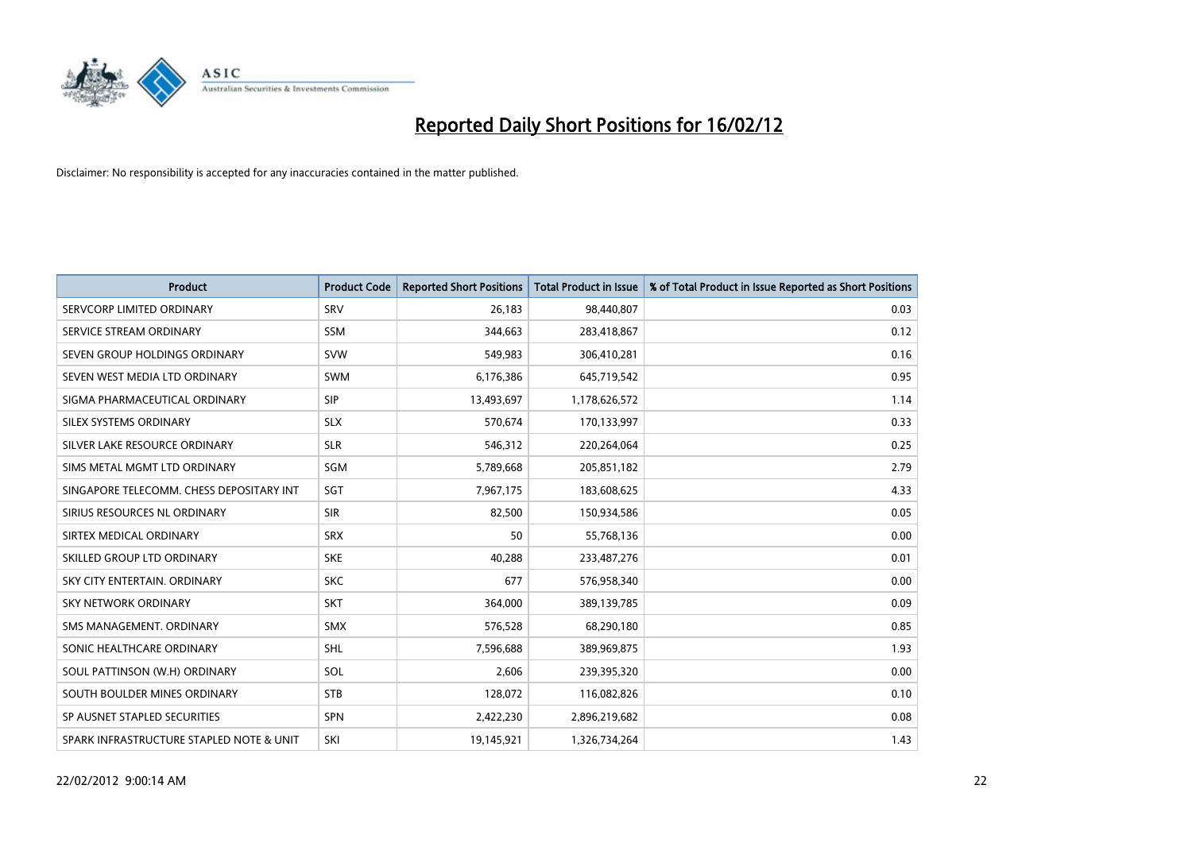# Reported Daily Short Positions for 16/02/12

Disclaimer: No responsibility is accepted for any inaccuracies contained in the matter published.

| Product | Product Code | Reported Short Positions | Total Product in Issue | % of Total Product in Issue Reported as Short Positions |
|---|---|---|---|---|
| SERVCORP LIMITED ORDINARY | SRV | 26,183 | 98,440,807 | 0.03 |
| SERVICE STREAM ORDINARY | SSM | 344,663 | 283,418,867 | 0.12 |
| SEVEN GROUP HOLDINGS ORDINARY | SVW | 549,983 | 306,410,281 | 0.16 |
| SEVEN WEST MEDIA LTD ORDINARY | SWM | 6,176,386 | 645,719,542 | 0.95 |
| SIGMA PHARMACEUTICAL ORDINARY | SIP | 13,493,697 | 1,178,626,572 | 1.14 |
| SILEX SYSTEMS ORDINARY | SLX | 570,674 | 170,133,997 | 0.33 |
| SILVER LAKE RESOURCE ORDINARY | SLR | 546,312 | 220,264,064 | 0.25 |
| SIMS METAL MGMT LTD ORDINARY | SGM | 5,789,668 | 205,851,182 | 2.79 |
| SINGAPORE TELECOMM. CHESS DEPOSITARY INT | SGT | 7,967,175 | 183,608,625 | 4.33 |
| SIRIUS RESOURCES NL ORDINARY | SIR | 82,500 | 150,934,586 | 0.05 |
| SIRTEX MEDICAL ORDINARY | SRX | 50 | 55,768,136 | 0.00 |
| SKILLED GROUP LTD ORDINARY | SKE | 40,288 | 233,487,276 | 0.01 |
| SKY CITY ENTERTAIN. ORDINARY | SKC | 677 | 576,958,340 | 0.00 |
| SKY NETWORK ORDINARY | SKT | 364,000 | 389,139,785 | 0.09 |
| SMS MANAGEMENT. ORDINARY | SMX | 576,528 | 68,290,180 | 0.85 |
| SONIC HEALTHCARE ORDINARY | SHL | 7,596,688 | 389,969,875 | 1.93 |
| SOUL PATTINSON (W.H) ORDINARY | SOL | 2,606 | 239,395,320 | 0.00 |
| SOUTH BOULDER MINES ORDINARY | STB | 128,072 | 116,082,826 | 0.10 |
| SP AUSNET STAPLED SECURITIES | SPN | 2,422,230 | 2,896,219,682 | 0.08 |
| SPARK INFRASTRUCTURE STAPLED NOTE & UNIT | SKI | 19,145,921 | 1,326,734,264 | 1.43 |

22/02/2012 9:00:14 AM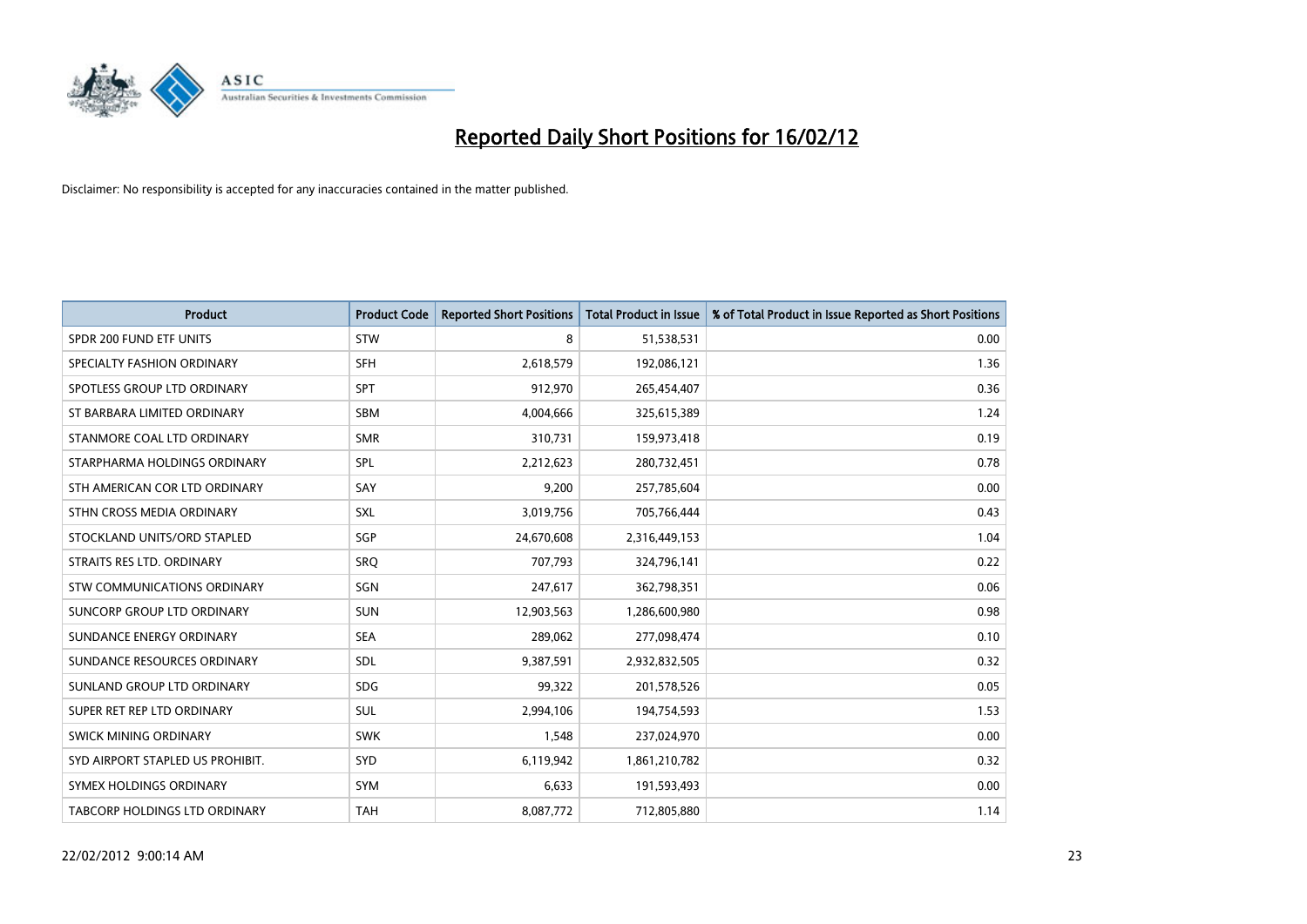# Reported Daily Short Positions for 16/02/12

Disclaimer: No responsibility is accepted for any inaccuracies contained in the matter published.

| Product | Product Code | Reported Short Positions | Total Product in Issue | % of Total Product in Issue Reported as Short Positions |
|---|---|---|---|---|
| SPDR 200 FUND ETF UNITS | STW | 8 | 51,538,531 | 0.00 |
| SPECIALTY FASHION ORDINARY | SFH | 2,618,579 | 192,086,121 | 1.36 |
| SPOTLESS GROUP LTD ORDINARY | SPT | 912,970 | 265,454,407 | 0.36 |
| ST BARBARA LIMITED ORDINARY | SBM | 4,004,666 | 325,615,389 | 1.24 |
| STANMORE COAL LTD ORDINARY | SMR | 310,731 | 159,973,418 | 0.19 |
| STARPHARMA HOLDINGS ORDINARY | SPL | 2,212,623 | 280,732,451 | 0.78 |
| STH AMERICAN COR LTD ORDINARY | SAY | 9,200 | 257,785,604 | 0.00 |
| STHN CROSS MEDIA ORDINARY | SXL | 3,019,756 | 705,766,444 | 0.43 |
| STOCKLAND UNITS/ORD STAPLED | SGP | 24,670,608 | 2,316,449,153 | 1.04 |
| STRAITS RES LTD. ORDINARY | SRQ | 707,793 | 324,796,141 | 0.22 |
| STW COMMUNICATIONS ORDINARY | SGN | 247,617 | 362,798,351 | 0.06 |
| SUNCORP GROUP LTD ORDINARY | SUN | 12,903,563 | 1,286,600,980 | 0.98 |
| SUNDANCE ENERGY ORDINARY | SEA | 289,062 | 277,098,474 | 0.10 |
| SUNDANCE RESOURCES ORDINARY | SDL | 9,387,591 | 2,932,832,505 | 0.32 |
| SUNLAND GROUP LTD ORDINARY | SDG | 99,322 | 201,578,526 | 0.05 |
| SUPER RET REP LTD ORDINARY | SUL | 2,994,106 | 194,754,593 | 1.53 |
| SWICK MINING ORDINARY | SWK | 1,548 | 237,024,970 | 0.00 |
| SYD AIRPORT STAPLED US PROHIBIT. | SYD | 6,119,942 | 1,861,210,782 | 0.32 |
| SYMEX HOLDINGS ORDINARY | SYM | 6,633 | 191,593,493 | 0.00 |
| TABCORP HOLDINGS LTD ORDINARY | TAH | 8,087,772 | 712,805,880 | 1.14 |

22/02/2012 9:00:14 AM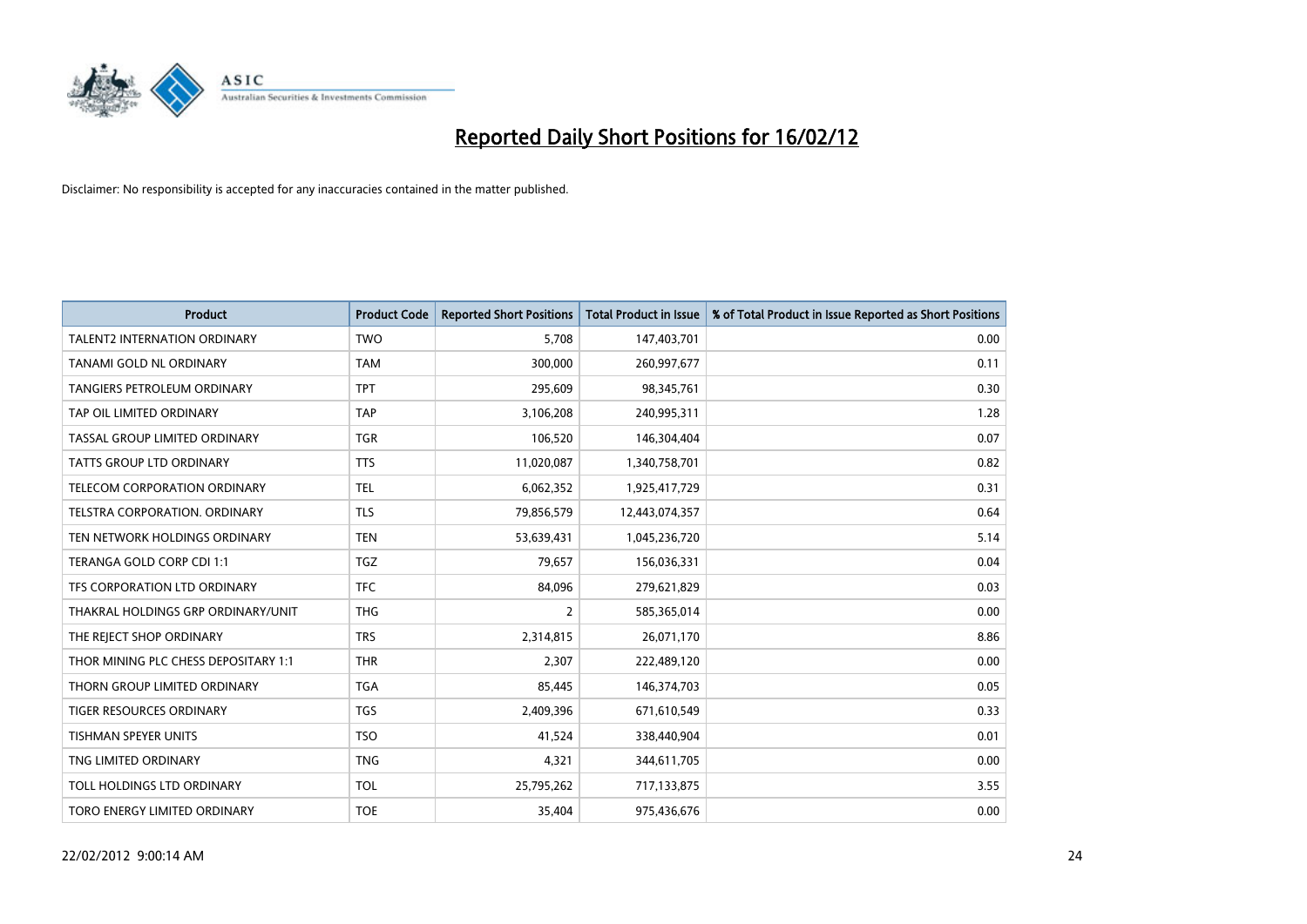# Reported Daily Short Positions for 16/02/12

Disclaimer: No responsibility is accepted for any inaccuracies contained in the matter published.

| Product | Product Code | Reported Short Positions | Total Product in Issue | % of Total Product in Issue Reported as Short Positions |
|---|---|---|---|---|
| TALENT2 INTERNATION ORDINARY | TWO | 5,708 | 147,403,701 | 0.00 |
| TANAMI GOLD NL ORDINARY | TAM | 300,000 | 260,997,677 | 0.11 |
| TANGIERS PETROLEUM ORDINARY | TPT | 295,609 | 98,345,761 | 0.30 |
| TAP OIL LIMITED ORDINARY | TAP | 3,106,208 | 240,995,311 | 1.28 |
| TASSAL GROUP LIMITED ORDINARY | TGR | 106,520 | 146,304,404 | 0.07 |
| TATTS GROUP LTD ORDINARY | TTS | 11,020,087 | 1,340,758,701 | 0.82 |
| TELECOM CORPORATION ORDINARY | TEL | 6,062,352 | 1,925,417,729 | 0.31 |
| TELSTRA CORPORATION. ORDINARY | TLS | 79,856,579 | 12,443,074,357 | 0.64 |
| TEN NETWORK HOLDINGS ORDINARY | TEN | 53,639,431 | 1,045,236,720 | 5.14 |
| TERANGA GOLD CORP CDI 1:1 | TGZ | 79,657 | 156,036,331 | 0.04 |
| TFS CORPORATION LTD ORDINARY | TFC | 84,096 | 279,621,829 | 0.03 |
| THAKRAL HOLDINGS GRP ORDINARY/UNIT | THG | 2 | 585,365,014 | 0.00 |
| THE REJECT SHOP ORDINARY | TRS | 2,314,815 | 26,071,170 | 8.86 |
| THOR MINING PLC CHESS DEPOSITARY 1:1 | THR | 2,307 | 222,489,120 | 0.00 |
| THORN GROUP LIMITED ORDINARY | TGA | 85,445 | 146,374,703 | 0.05 |
| TIGER RESOURCES ORDINARY | TGS | 2,409,396 | 671,610,549 | 0.33 |
| TISHMAN SPEYER UNITS | TSO | 41,524 | 338,440,904 | 0.01 |
| TNG LIMITED ORDINARY | TNG | 4,321 | 344,611,705 | 0.00 |
| TOLL HOLDINGS LTD ORDINARY | TOL | 25,795,262 | 717,133,875 | 3.55 |
| TORO ENERGY LIMITED ORDINARY | TOE | 35,404 | 975,436,676 | 0.00 |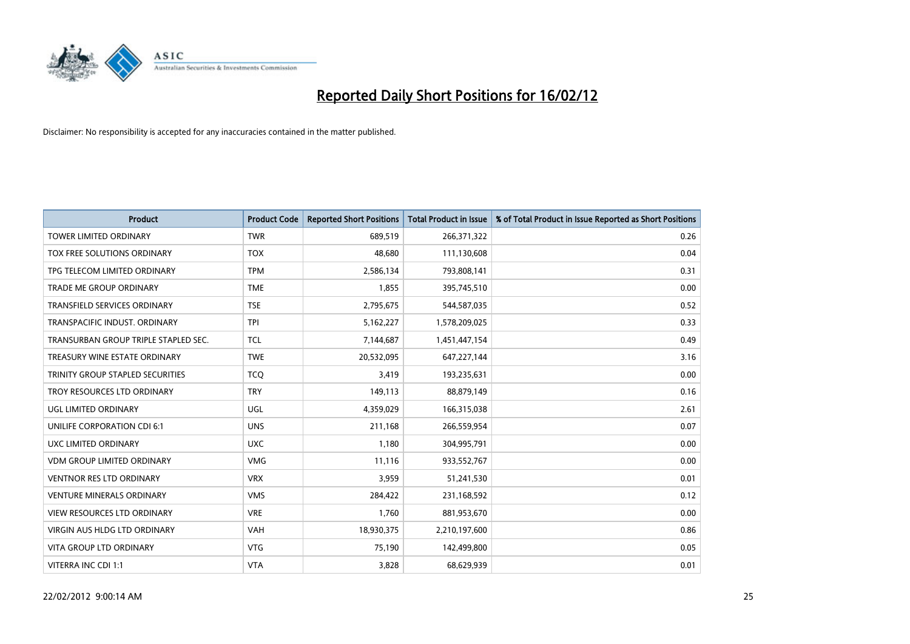# Reported Daily Short Positions for 16/02/12

Disclaimer: No responsibility is accepted for any inaccuracies contained in the matter published.

| Product | Product Code | Reported Short Positions | Total Product in Issue | % of Total Product in Issue Reported as Short Positions |
|---|---|---|---|---|
| TOWER LIMITED ORDINARY | TWR | 689,519 | 266,371,322 | 0.26 |
| TOX FREE SOLUTIONS ORDINARY | TOX | 48,680 | 111,130,608 | 0.04 |
| TPG TELECOM LIMITED ORDINARY | TPM | 2,586,134 | 793,808,141 | 0.31 |
| TRADE ME GROUP ORDINARY | TME | 1,855 | 395,745,510 | 0.00 |
| TRANSFIELD SERVICES ORDINARY | TSE | 2,795,675 | 544,587,035 | 0.52 |
| TRANSPACIFIC INDUST. ORDINARY | TPI | 5,162,227 | 1,578,209,025 | 0.33 |
| TRANSURBAN GROUP TRIPLE STAPLED SEC. | TCL | 7,144,687 | 1,451,447,154 | 0.49 |
| TREASURY WINE ESTATE ORDINARY | TWE | 20,532,095 | 647,227,144 | 3.16 |
| TRINITY GROUP STAPLED SECURITIES | TCQ | 3,419 | 193,235,631 | 0.00 |
| TROY RESOURCES LTD ORDINARY | TRY | 149,113 | 88,879,149 | 0.16 |
| UGL LIMITED ORDINARY | UGL | 4,359,029 | 166,315,038 | 2.61 |
| UNILIFE CORPORATION CDI 6:1 | UNS | 211,168 | 266,559,954 | 0.07 |
| UXC LIMITED ORDINARY | UXC | 1,180 | 304,995,791 | 0.00 |
| VDM GROUP LIMITED ORDINARY | VMG | 11,116 | 933,552,767 | 0.00 |
| VENTNOR RES LTD ORDINARY | VRX | 3,959 | 51,241,530 | 0.01 |
| VENTURE MINERALS ORDINARY | VMS | 284,422 | 231,168,592 | 0.12 |
| VIEW RESOURCES LTD ORDINARY | VRE | 1,760 | 881,953,670 | 0.00 |
| VIRGIN AUS HLDG LTD ORDINARY | VAH | 18,930,375 | 2,210,197,600 | 0.86 |
| VITA GROUP LTD ORDINARY | VTG | 75,190 | 142,499,800 | 0.05 |
| VITERRA INC CDI 1:1 | VTA | 3,828 | 68,629,939 | 0.01 |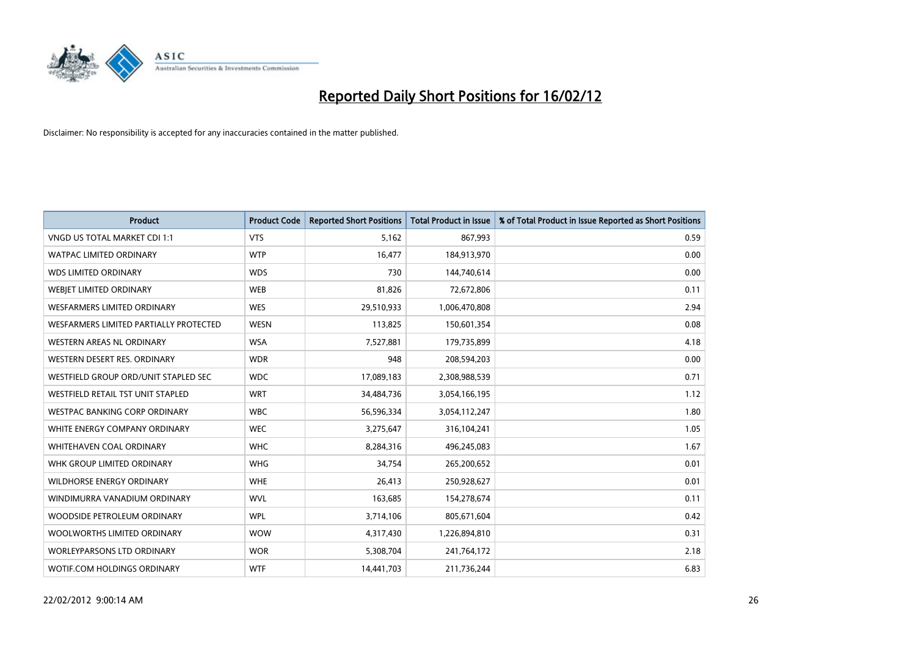# Reported Daily Short Positions for 16/02/12

Disclaimer: No responsibility is accepted for any inaccuracies contained in the matter published.

| Product | Product Code | Reported Short Positions | Total Product in Issue | % of Total Product in Issue Reported as Short Positions |
|---|---|---|---|---|
| VNGD US TOTAL MARKET CDI 1:1 | VTS | 5,162 | 867,993 | 0.59 |
| WATPAC LIMITED ORDINARY | WTP | 16,477 | 184,913,970 | 0.00 |
| WDS LIMITED ORDINARY | WDS | 730 | 144,740,614 | 0.00 |
| WEBJET LIMITED ORDINARY | WEB | 81,826 | 72,672,806 | 0.11 |
| WESFARMERS LIMITED ORDINARY | WES | 29,510,933 | 1,006,470,808 | 2.94 |
| WESFARMERS LIMITED PARTIALLY PROTECTED | WESN | 113,825 | 150,601,354 | 0.08 |
| WESTERN AREAS NL ORDINARY | WSA | 7,527,881 | 179,735,899 | 4.18 |
| WESTERN DESERT RES. ORDINARY | WDR | 948 | 208,594,203 | 0.00 |
| WESTFIELD GROUP ORD/UNIT STAPLED SEC | WDC | 17,089,183 | 2,308,988,539 | 0.71 |
| WESTFIELD RETAIL TST UNIT STAPLED | WRT | 34,484,736 | 3,054,166,195 | 1.12 |
| WESTPAC BANKING CORP ORDINARY | WBC | 56,596,334 | 3,054,112,247 | 1.80 |
| WHITE ENERGY COMPANY ORDINARY | WEC | 3,275,647 | 316,104,241 | 1.05 |
| WHITEHAVEN COAL ORDINARY | WHC | 8,284,316 | 496,245,083 | 1.67 |
| WHK GROUP LIMITED ORDINARY | WHG | 34,754 | 265,200,652 | 0.01 |
| WILDHORSE ENERGY ORDINARY | WHE | 26,413 | 250,928,627 | 0.01 |
| WINDIMURRA VANADIUM ORDINARY | WVL | 163,685 | 154,278,674 | 0.11 |
| WOODSIDE PETROLEUM ORDINARY | WPL | 3,714,106 | 805,671,604 | 0.42 |
| WOOLWORTHS LIMITED ORDINARY | WOW | 4,317,430 | 1,226,894,810 | 0.31 |
| WORLEYPARSONS LTD ORDINARY | WOR | 5,308,704 | 241,764,172 | 2.18 |
| WOTIF.COM HOLDINGS ORDINARY | WTF | 14,441,703 | 211,736,244 | 6.83 |

22/02/2012 9:00:14 AM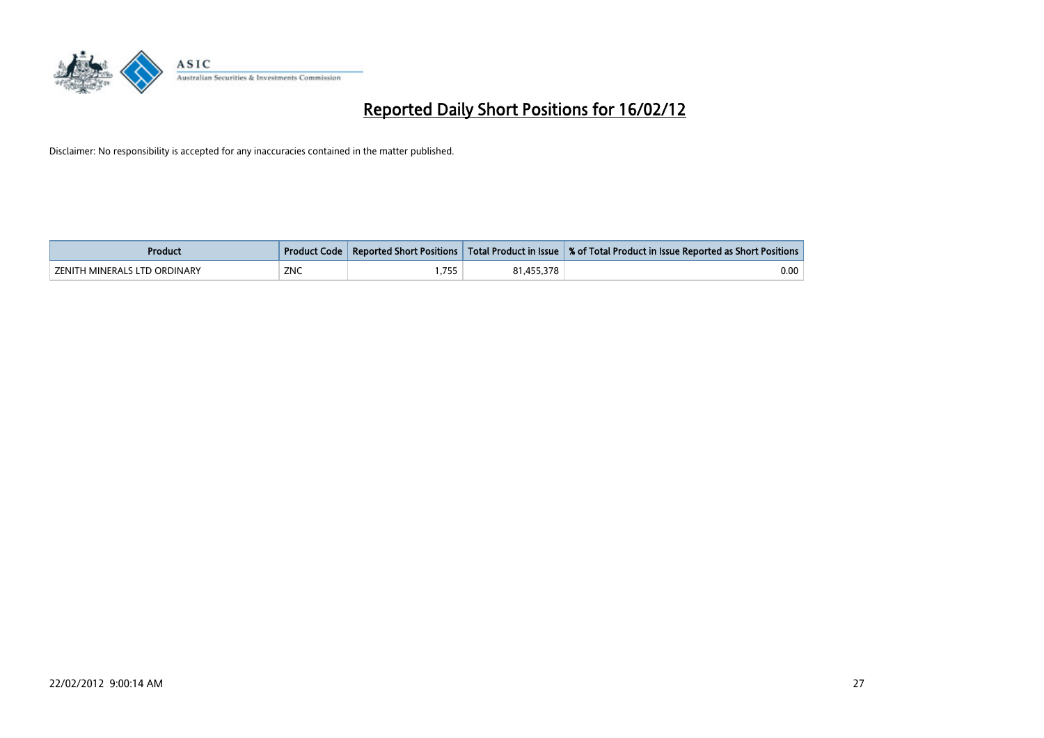# Reported Daily Short Positions for 16/02/12

Disclaimer: No responsibility is accepted for any inaccuracies contained in the matter published.

| Product | Product Code | Reported Short Positions | Total Product in Issue | % of Total Product in Issue Reported as Short Positions |
|---|---|---|---|---|
| ZENITH MINERALS LTD ORDINARY | ZNC | 1,755 | 81,455,378 | 0.00 |

22/02/2012 9:00:14 AM